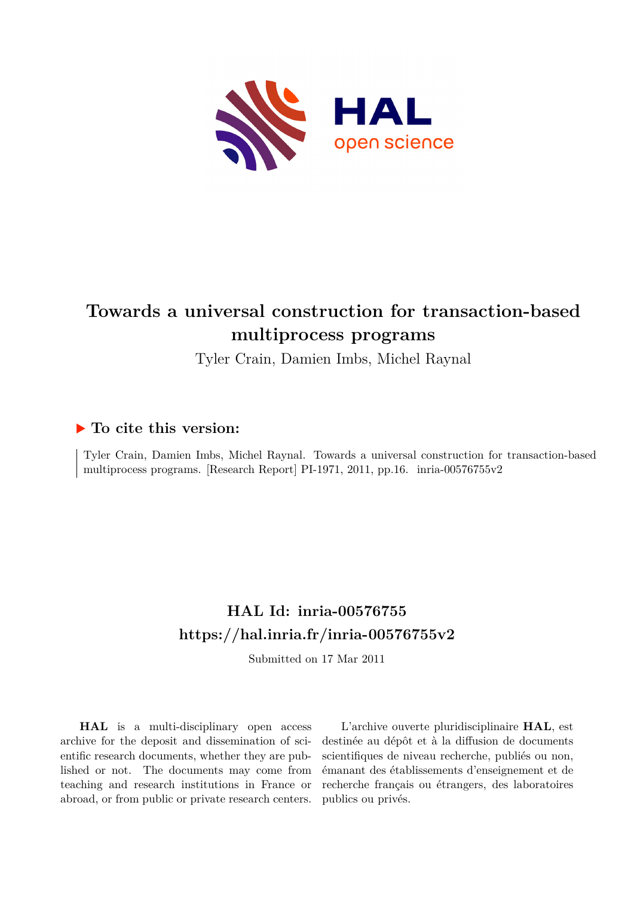# Towards a universal construction for transaction-based multiprocess programs

Tyler Crain, Damien Imbs, Michel Raynal

## ▶ To cite this version:

Tyler Crain, Damien Imbs, Michel Raynal. Towards a universal construction for transaction-based multiprocess programs. [Research Report] PI-1971, 2011, pp.16. inria-00576755v2

## HAL Id: inria-00576755

## https://hal.inria.fr/inria-00576755v2

Submitted on 17 Mar 2011

**HAL** is a multi-disciplinary open access archive for the deposit and dissemination of scientific research documents, whether they are published or not. The documents may come from teaching and research institutions in France or abroad, or from public or private research centers.

L'archive ouverte pluridisciplinaire **HAL**, est destinée au dépôt et à la diffusion de documents scientifiques de niveau recherche, publiés ou non, émanant des établissements d'enseignement et de recherche français ou étrangers, des laboratoires publics ou privés.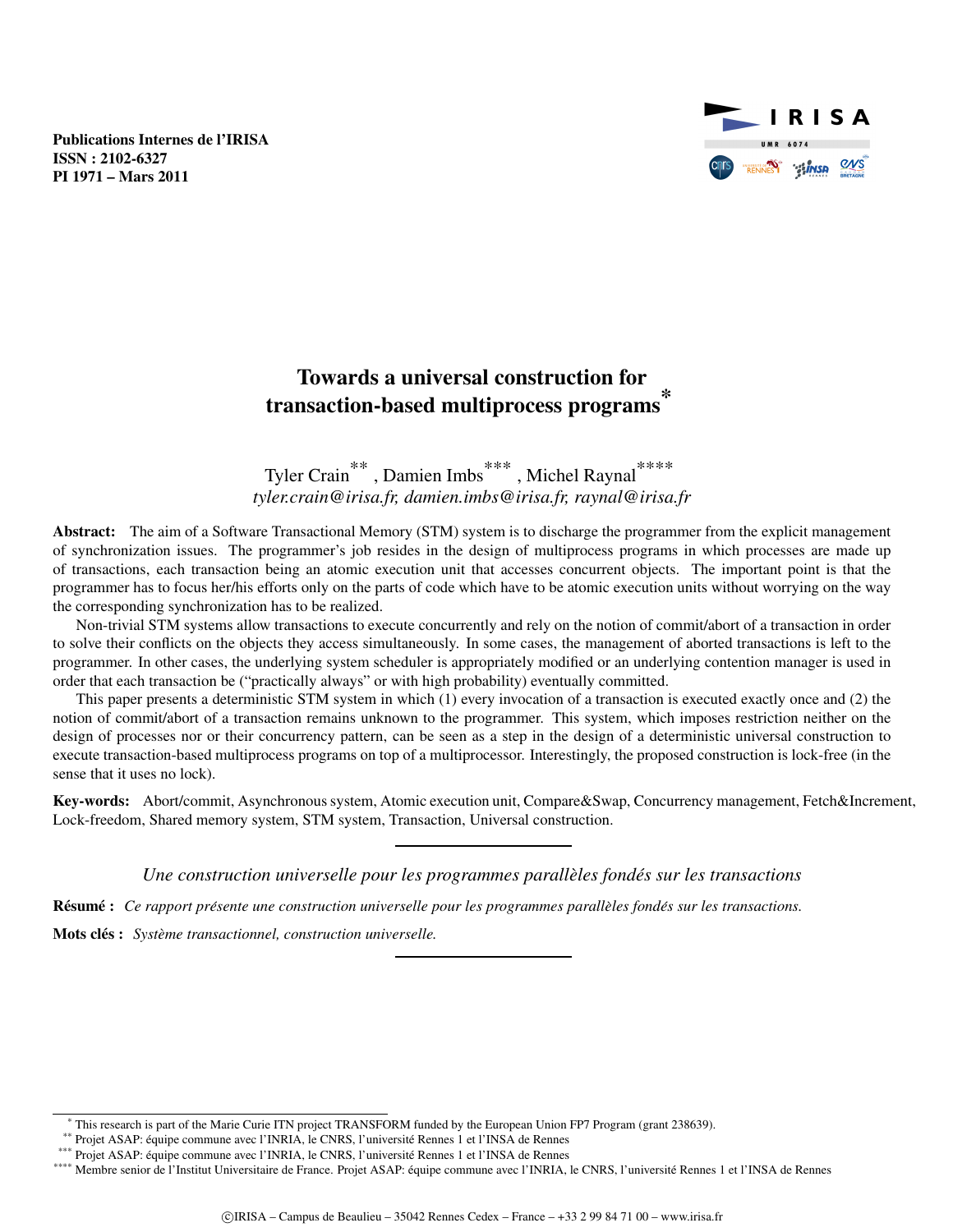Publications Internes de l'IRISA
ISSN : 2102-6327
PI 1971 – Mars 2011

# Towards a universal construction for transaction-based multiprocess programs*

Tyler Crain** , Damien Imbs*** , Michel Raynal****
*tyler.crain@irisa.fr, damien.imbs@irisa.fr, raynal@irisa.fr*

**Abstract:** The aim of a Software Transactional Memory (STM) system is to discharge the programmer from the explicit management of synchronization issues. The programmer's job resides in the design of multiprocess programs in which processes are made up of transactions, each transaction being an atomic execution unit that accesses concurrent objects. The important point is that the programmer has to focus her/his efforts only on the parts of code which have to be atomic execution units without worrying on the way the corresponding synchronization has to be realized.

Non-trivial STM systems allow transactions to execute concurrently and rely on the notion of commit/abort of a transaction in order to solve their conflicts on the objects they access simultaneously. In some cases, the management of aborted transactions is left to the programmer. In other cases, the underlying system scheduler is appropriately modified or an underlying contention manager is used in order that each transaction be ("practically always" or with high probability) eventually committed.

This paper presents a deterministic STM system in which (1) every invocation of a transaction is executed exactly once and (2) the notion of commit/abort of a transaction remains unknown to the programmer. This system, which imposes restriction neither on the design of processes nor or their concurrency pattern, can be seen as a step in the design of a deterministic universal construction to execute transaction-based multiprocess programs on top of a multiprocessor. Interestingly, the proposed construction is lock-free (in the sense that it uses no lock).

**Key-words:** Abort/commit, Asynchronous system, Atomic execution unit, Compare&Swap, Concurrency management, Fetch&Increment, Lock-freedom, Shared memory system, STM system, Transaction, Universal construction.

---

*Une construction universelle pour les programmes parallèles fondés sur les transactions*

**Résumé :** *Ce rapport présente une construction universelle pour les programmes parallèles fondés sur les transactions.*

**Mots clés :** *Système transactionnel, construction universelle.*

---

* This research is part of the Marie Curie ITN project TRANSFORM funded by the European Union FP7 Program (grant 238639).
** Projet ASAP: équipe commune avec l'INRIA, le CNRS, l'université Rennes 1 et l'INSA de Rennes
*** Projet ASAP: équipe commune avec l'INRIA, le CNRS, l'université Rennes 1 et l'INSA de Rennes
**** Membre senior de l'Institut Universitaire de France. Projet ASAP: équipe commune avec l'INRIA, le CNRS, l'université Rennes 1 et l'INSA de Rennes

©IRISA – Campus de Beaulieu – 35042 Rennes Cedex – France – +33 2 99 84 71 00 – www.irisa.fr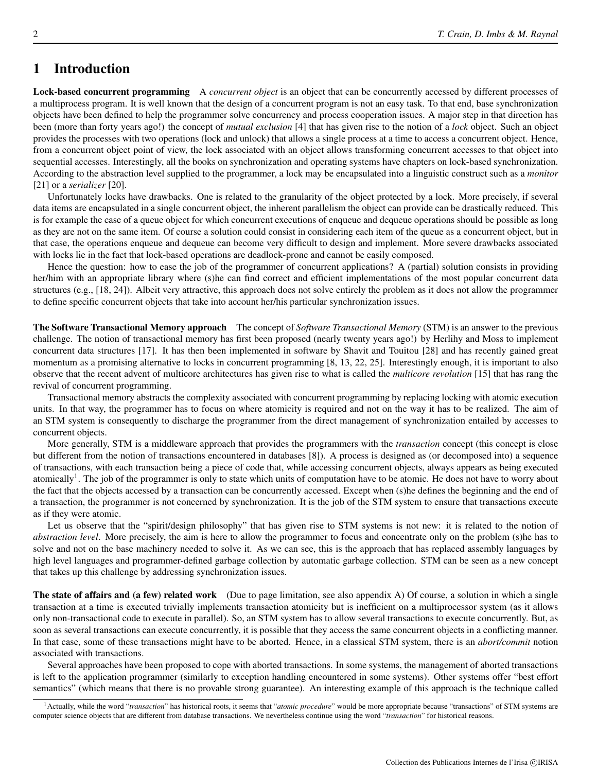# 1 Introduction

**Lock-based concurrent programming** A *concurrent object* is an object that can be concurrently accessed by different processes of a multiprocess program. It is well known that the design of a concurrent program is not an easy task. To that end, base synchronization objects have been defined to help the programmer solve concurrency and process cooperation issues. A major step in that direction has been (more than forty years ago!) the concept of *mutual exclusion* [4] that has given rise to the notion of a *lock* object. Such an object provides the processes with two operations (lock and unlock) that allows a single process at a time to access a concurrent object. Hence, from a concurrent object point of view, the lock associated with an object allows transforming concurrent accesses to that object into sequential accesses. Interestingly, all the books on synchronization and operating systems have chapters on lock-based synchronization. According to the abstraction level supplied to the programmer, a lock may be encapsulated into a linguistic construct such as a *monitor* [21] or a *serializer* [20].

Unfortunately locks have drawbacks. One is related to the granularity of the object protected by a lock. More precisely, if several data items are encapsulated in a single concurrent object, the inherent parallelism the object can provide can be drastically reduced. This is for example the case of a queue object for which concurrent executions of enqueue and dequeue operations should be possible as long as they are not on the same item. Of course a solution could consist in considering each item of the queue as a concurrent object, but in that case, the operations enqueue and dequeue can become very difficult to design and implement. More severe drawbacks associated with locks lie in the fact that lock-based operations are deadlock-prone and cannot be easily composed.

Hence the question: how to ease the job of the programmer of concurrent applications? A (partial) solution consists in providing her/him with an appropriate library where (s)he can find correct and efficient implementations of the most popular concurrent data structures (e.g., [18, 24]). Albeit very attractive, this approach does not solve entirely the problem as it does not allow the programmer to define specific concurrent objects that take into account her/his particular synchronization issues.

**The Software Transactional Memory approach** The concept of *Software Transactional Memory* (STM) is an answer to the previous challenge. The notion of transactional memory has first been proposed (nearly twenty years ago!) by Herlihy and Moss to implement concurrent data structures [17]. It has then been implemented in software by Shavit and Touitou [28] and has recently gained great momentum as a promising alternative to locks in concurrent programming [8, 13, 22, 25]. Interestingly enough, it is important to also observe that the recent advent of multicore architectures has given rise to what is called the *multicore revolution* [15] that has rang the revival of concurrent programming.

Transactional memory abstracts the complexity associated with concurrent programming by replacing locking with atomic execution units. In that way, the programmer has to focus on where atomicity is required and not on the way it has to be realized. The aim of an STM system is consequently to discharge the programmer from the direct management of synchronization entailed by accesses to concurrent objects.

More generally, STM is a middleware approach that provides the programmers with the *transaction* concept (this concept is close but different from the notion of transactions encountered in databases [8]). A process is designed as (or decomposed into) a sequence of transactions, with each transaction being a piece of code that, while accessing concurrent objects, always appears as being executed atomically[1]. The job of the programmer is only to state which units of computation have to be atomic. He does not have to worry about the fact that the objects accessed by a transaction can be concurrently accessed. Except when (s)he defines the beginning and the end of a transaction, the programmer is not concerned by synchronization. It is the job of the STM system to ensure that transactions execute as if they were atomic.

Let us observe that the "spirit/design philosophy" that has given rise to STM systems is not new: it is related to the notion of *abstraction level*. More precisely, the aim is here to allow the programmer to focus and concentrate only on the problem (s)he has to solve and not on the base machinery needed to solve it. As we can see, this is the approach that has replaced assembly languages by high level languages and programmer-defined garbage collection by automatic garbage collection. STM can be seen as a new concept that takes up this challenge by addressing synchronization issues.

**The state of affairs and (a few) related work** (Due to page limitation, see also appendix A) Of course, a solution in which a single transaction at a time is executed trivially implements transaction atomicity but is inefficient on a multiprocessor system (as it allows only non-transactional code to execute in parallel). So, an STM system has to allow several transactions to execute concurrently. But, as soon as several transactions can execute concurrently, it is possible that they access the same concurrent objects in a conflicting manner. In that case, some of these transactions might have to be aborted. Hence, in a classical STM system, there is an *abort/commit* notion associated with transactions.

Several approaches have been proposed to cope with aborted transactions. In some systems, the management of aborted transactions is left to the application programmer (similarly to exception handling encountered in some systems). Other systems offer "best effort semantics" (which means that there is no provable strong guarantee). An interesting example of this approach is the technique called

[1] Actually, while the word "*transaction*" has historical roots, it seems that "*atomic procedure*" would be more appropriate because "transactions" of STM systems are computer science objects that are different from database transactions. We nevertheless continue using the word "*transaction*" for historical reasons.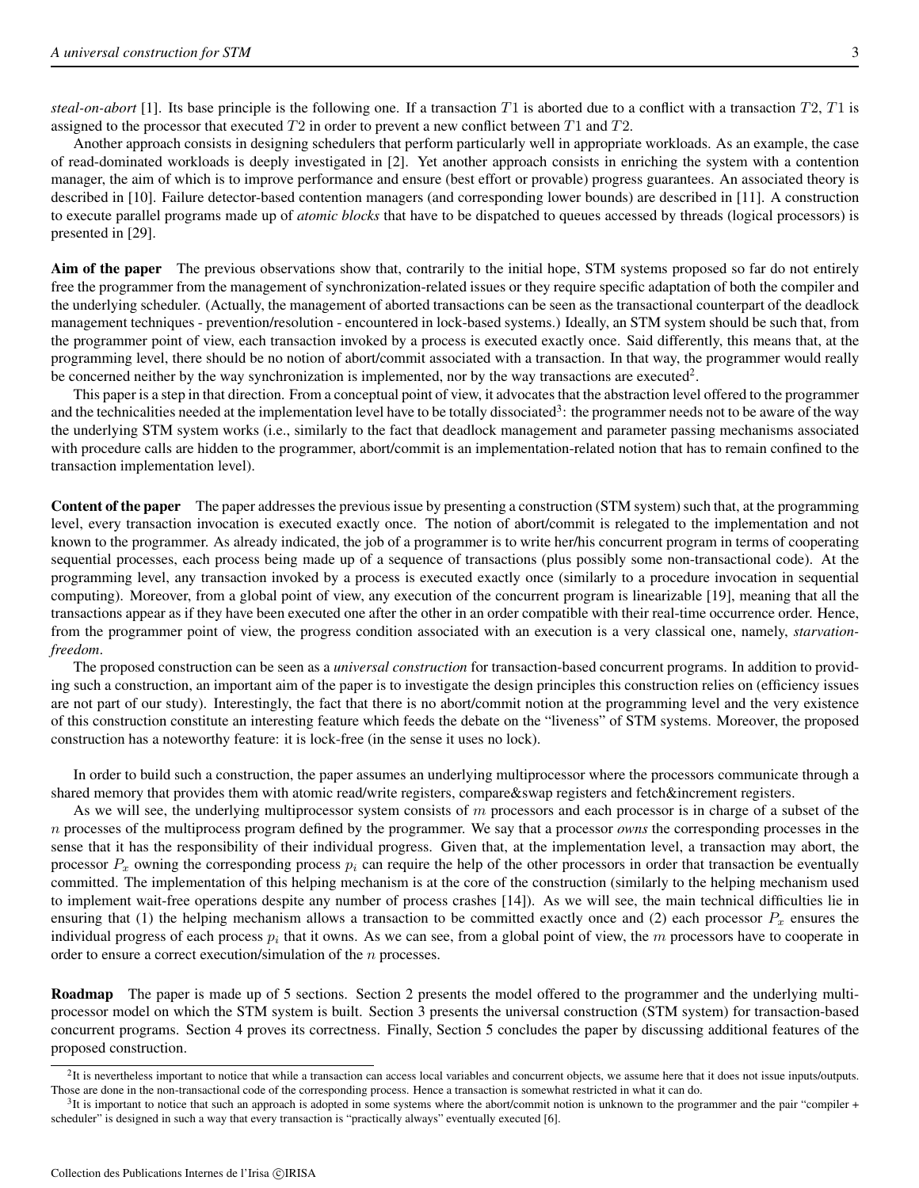*steal-on-abort* [1]. Its base principle is the following one. If a transaction $T1$ is aborted due to a conflict with a transaction $T2$, $T1$ is assigned to the processor that executed $T2$ in order to prevent a new conflict between $T1$ and $T2$.

Another approach consists in designing schedulers that perform particularly well in appropriate workloads. As an example, the case of read-dominated workloads is deeply investigated in [2]. Yet another approach consists in enriching the system with a contention manager, the aim of which is to improve performance and ensure (best effort or provable) progress guarantees. An associated theory is described in [10]. Failure detector-based contention managers (and corresponding lower bounds) are described in [11]. A construction to execute parallel programs made up of *atomic blocks* that have to be dispatched to queues accessed by threads (logical processors) is presented in [29].

**Aim of the paper** The previous observations show that, contrarily to the initial hope, STM systems proposed so far do not entirely free the programmer from the management of synchronization-related issues or they require specific adaptation of both the compiler and the underlying scheduler. (Actually, the management of aborted transactions can be seen as the transactional counterpart of the deadlock management techniques - prevention/resolution - encountered in lock-based systems.) Ideally, an STM system should be such that, from the programmer point of view, each transaction invoked by a process is executed exactly once. Said differently, this means that, at the programming level, there should be no notion of abort/commit associated with a transaction. In that way, the programmer would really be concerned neither by the way synchronization is implemented, nor by the way transactions are executed[2].

This paper is a step in that direction. From a conceptual point of view, it advocates that the abstraction level offered to the programmer and the technicalities needed at the implementation level have to be totally dissociated[3]: the programmer needs not to be aware of the way the underlying STM system works (i.e., similarly to the fact that deadlock management and parameter passing mechanisms associated with procedure calls are hidden to the programmer, abort/commit is an implementation-related notion that has to remain confined to the transaction implementation level).

**Content of the paper** The paper addresses the previous issue by presenting a construction (STM system) such that, at the programming level, every transaction invocation is executed exactly once. The notion of abort/commit is relegated to the implementation and not known to the programmer. As already indicated, the job of a programmer is to write her/his concurrent program in terms of cooperating sequential processes, each process being made up of a sequence of transactions (plus possibly some non-transactional code). At the programming level, any transaction invoked by a process is executed exactly once (similarly to a procedure invocation in sequential computing). Moreover, from a global point of view, any execution of the concurrent program is linearizable [19], meaning that all the transactions appear as if they have been executed one after the other in an order compatible with their real-time occurrence order. Hence, from the programmer point of view, the progress condition associated with an execution is a very classical one, namely, *starvation-freedom*.

The proposed construction can be seen as a *universal construction* for transaction-based concurrent programs. In addition to providing such a construction, an important aim of the paper is to investigate the design principles this construction relies on (efficiency issues are not part of our study). Interestingly, the fact that there is no abort/commit notion at the programming level and the very existence of this construction constitute an interesting feature which feeds the debate on the "liveness" of STM systems. Moreover, the proposed construction has a noteworthy feature: it is lock-free (in the sense it uses no lock).

In order to build such a construction, the paper assumes an underlying multiprocessor where the processors communicate through a shared memory that provides them with atomic read/write registers, compare&swap registers and fetch&increment registers.

As we will see, the underlying multiprocessor system consists of $m$ processors and each processor is in charge of a subset of the $n$ processes of the multiprocess program defined by the programmer. We say that a processor *owns* the corresponding processes in the sense that it has the responsibility of their individual progress. Given that, at the implementation level, a transaction may abort, the processor $P_x$ owning the corresponding process $p_i$ can require the help of the other processors in order that transaction be eventually committed. The implementation of this helping mechanism is at the core of the construction (similarly to the helping mechanism used to implement wait-free operations despite any number of process crashes [14]). As we will see, the main technical difficulties lie in ensuring that (1) the helping mechanism allows a transaction to be committed exactly once and (2) each processor $P_x$ ensures the individual progress of each process $p_i$ that it owns. As we can see, from a global point of view, the $m$ processors have to cooperate in order to ensure a correct execution/simulation of the $n$ processes.

**Roadmap** The paper is made up of 5 sections. Section 2 presents the model offered to the programmer and the underlying multiprocessor model on which the STM system is built. Section 3 presents the universal construction (STM system) for transaction-based concurrent programs. Section 4 proves its correctness. Finally, Section 5 concludes the paper by discussing additional features of the proposed construction.

[2]It is nevertheless important to notice that while a transaction can access local variables and concurrent objects, we assume here that it does not issue inputs/outputs. Those are done in the non-transactional code of the corresponding process. Hence a transaction is somewhat restricted in what it can do.

[3]It is important to notice that such an approach is adopted in some systems where the abort/commit notion is unknown to the programmer and the pair "compiler + scheduler" is designed in such a way that every transaction is "practically always" eventually executed [6].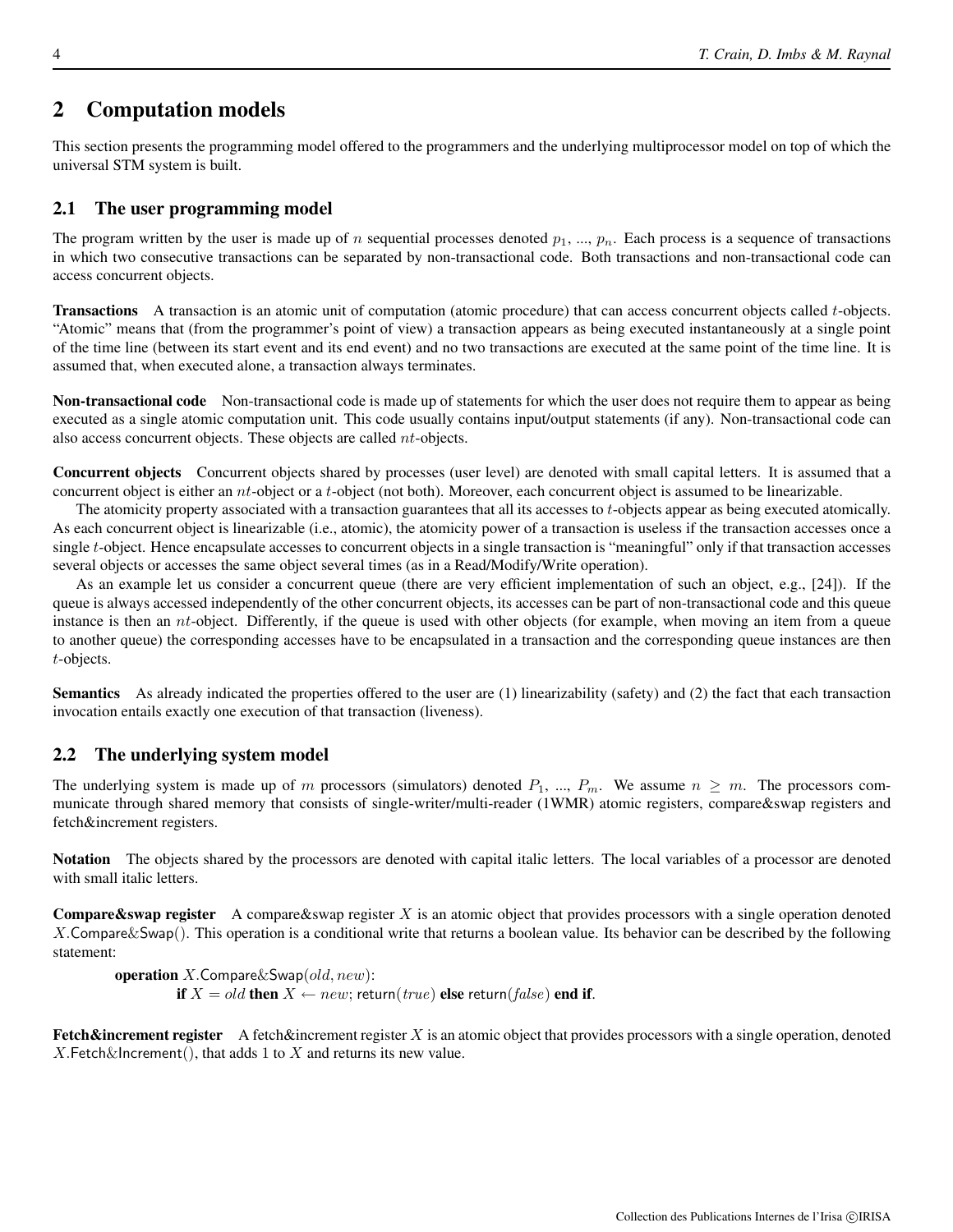# 2 Computation models

This section presents the programming model offered to the programmers and the underlying multiprocessor model on top of which the universal STM system is built.

## 2.1 The user programming model

The program written by the user is made up of $n$ sequential processes denoted $p_1$, ..., $p_n$. Each process is a sequence of transactions in which two consecutive transactions can be separated by non-transactional code. Both transactions and non-transactional code can access concurrent objects.

**Transactions** A transaction is an atomic unit of computation (atomic procedure) that can access concurrent objects called $t$-objects. "Atomic" means that (from the programmer's point of view) a transaction appears as being executed instantaneously at a single point of the time line (between its start event and its end event) and no two transactions are executed at the same point of the time line. It is assumed that, when executed alone, a transaction always terminates.

**Non-transactional code** Non-transactional code is made up of statements for which the user does not require them to appear as being executed as a single atomic computation unit. This code usually contains input/output statements (if any). Non-transactional code can also access concurrent objects. These objects are called $nt$-objects.

**Concurrent objects** Concurrent objects shared by processes (user level) are denoted with small capital letters. It is assumed that a concurrent object is either an $nt$-object or a $t$-object (not both). Moreover, each concurrent object is assumed to be linearizable.

The atomicity property associated with a transaction guarantees that all its accesses to $t$-objects appear as being executed atomically. As each concurrent object is linearizable (i.e., atomic), the atomicity power of a transaction is useless if the transaction accesses once a single $t$-object. Hence encapsulate accesses to concurrent objects in a single transaction is "meaningful" only if that transaction accesses several objects or accesses the same object several times (as in a Read/Modify/Write operation).

As an example let us consider a concurrent queue (there are very efficient implementation of such an object, e.g., [24]). If the queue is always accessed independently of the other concurrent objects, its accesses can be part of non-transactional code and this queue instance is then an $nt$-object. Differently, if the queue is used with other objects (for example, when moving an item from a queue to another queue) the corresponding accesses have to be encapsulated in a transaction and the corresponding queue instances are then $t$-objects.

**Semantics** As already indicated the properties offered to the user are (1) linearizability (safety) and (2) the fact that each transaction invocation entails exactly one execution of that transaction (liveness).

## 2.2 The underlying system model

The underlying system is made up of $m$ processors (simulators) denoted $P_1$, ..., $P_m$. We assume $n \geq m$. The processors communicate through shared memory that consists of single-writer/multi-reader (1WMR) atomic registers, compare&swap registers and fetch&increment registers.

**Notation** The objects shared by the processors are denoted with capital italic letters. The local variables of a processor are denoted with small italic letters.

**Compare&swap register** A compare&swap register $X$ is an atomic object that provides processors with a single operation denoted $X$.Compare&Swap(). This operation is a conditional write that returns a boolean value. Its behavior can be described by the following statement:

```
operation X.Compare&Swap(old, new):
    if X = old then X ← new; return(true) else return(false) end if.
```

**Fetch&increment register** A fetch&increment register $X$ is an atomic object that provides processors with a single operation, denoted $X$.Fetch&Increment(), that adds 1 to $X$ and returns its new value.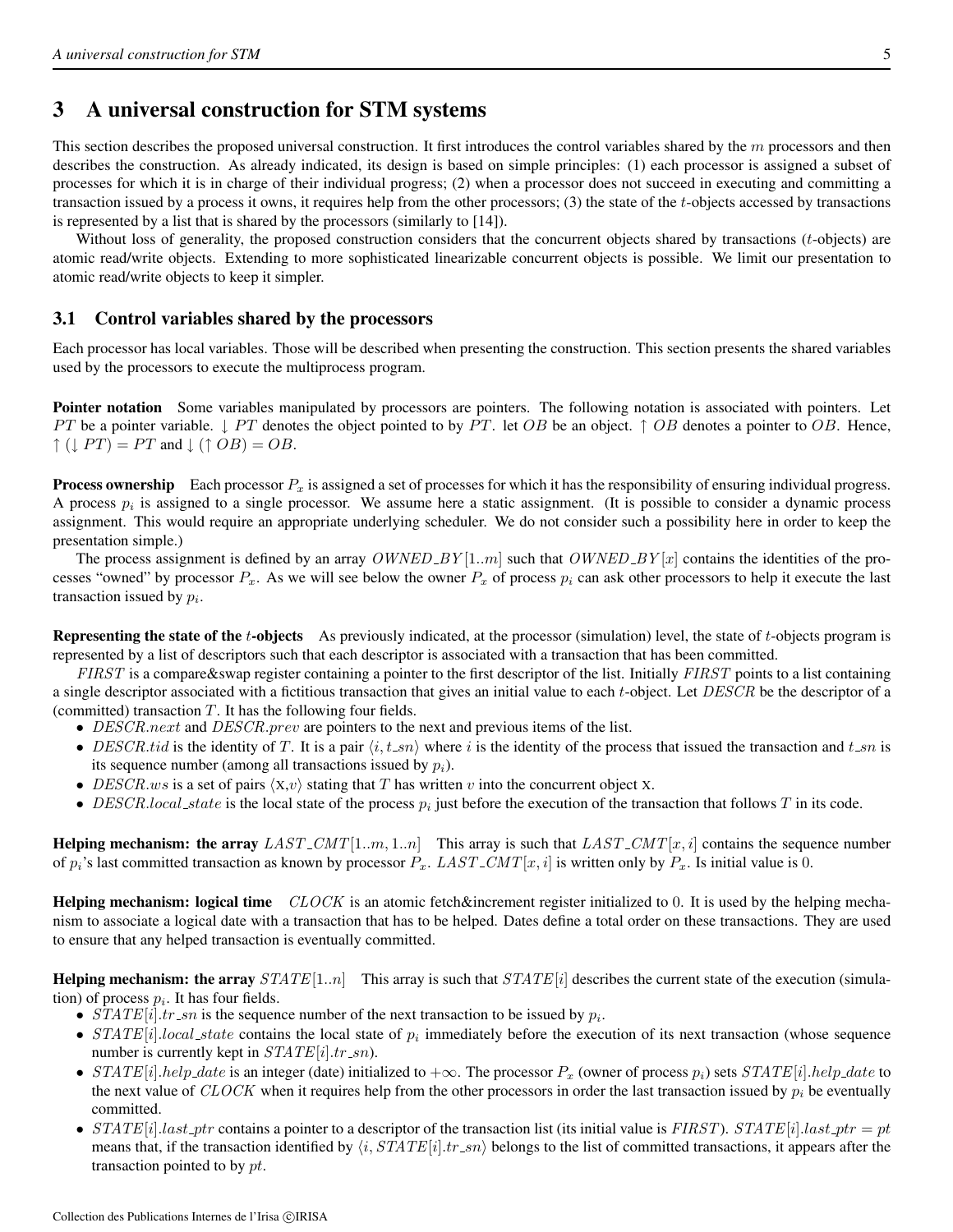## 3 A universal construction for STM systems

This section describes the proposed universal construction. It first introduces the control variables shared by the $m$ processors and then describes the construction. As already indicated, its design is based on simple principles: (1) each processor is assigned a subset of processes for which it is in charge of their individual progress; (2) when a processor does not succeed in executing and committing a transaction issued by a process it owns, it requires help from the other processors; (3) the state of the $t$-objects accessed by transactions is represented by a list that is shared by the processors (similarly to [14]).

Without loss of generality, the proposed construction considers that the concurrent objects shared by transactions ($t$-objects) are atomic read/write objects. Extending to more sophisticated linearizable concurrent objects is possible. We limit our presentation to atomic read/write objects to keep it simpler.

### 3.1 Control variables shared by the processors

Each processor has local variables. Those will be described when presenting the construction. This section presents the shared variables used by the processors to execute the multiprocess program.

**Pointer notation** Some variables manipulated by processors are pointers. The following notation is associated with pointers. Let $PT$ be a pointer variable. $\downarrow PT$ denotes the object pointed to by $PT$. let $OB$ be an object. $\uparrow OB$ denotes a pointer to $OB$. Hence, $\uparrow(\downarrow PT) = PT$ and $\downarrow(\uparrow OB) = OB$.

**Process ownership** Each processor $P_x$ is assigned a set of processes for which it has the responsibility of ensuring individual progress. A process $p_i$ is assigned to a single processor. We assume here a static assignment. (It is possible to consider a dynamic process assignment. This would require an appropriate underlying scheduler. We do not consider such a possibility here in order to keep the presentation simple.)

The process assignment is defined by an array $OWNED\_BY[1..m]$ such that $OWNED\_BY[x]$ contains the identities of the processes "owned" by processor $P_x$. As we will see below the owner $P_x$ of process $p_i$ can ask other processors to help it execute the last transaction issued by $p_i$.

**Representing the state of the $t$-objects** As previously indicated, at the processor (simulation) level, the state of $t$-objects program is represented by a list of descriptors such that each descriptor is associated with a transaction that has been committed.

$FIRST$ is a compare&swap register containing a pointer to the first descriptor of the list. Initially $FIRST$ points to a list containing a single descriptor associated with a fictitious transaction that gives an initial value to each $t$-object. Let $DESCR$ be the descriptor of a (committed) transaction $T$. It has the following four fields.

- $DESCR.next$ and $DESCR.prev$ are pointers to the next and previous items of the list.
- $DESCR.tid$ is the identity of $T$. It is a pair $\langle i, t\_sn\rangle$ where $i$ is the identity of the process that issued the transaction and $t\_sn$ is its sequence number (among all transactions issued by $p_i$).
- $DESCR.ws$ is a set of pairs $\langle X, v\rangle$ stating that $T$ has written $v$ into the concurrent object X.
- $DESCR.local\_state$ is the local state of the process $p_i$ just before the execution of the transaction that follows $T$ in its code.

**Helping mechanism: the array $LAST\_CMT[1..m, 1..n]$** This array is such that $LAST\_CMT[x, i]$ contains the sequence number of $p_i$'s last committed transaction as known by processor $P_x$. $LAST\_CMT[x, i]$ is written only by $P_x$. Is initial value is $0$.

**Helping mechanism: logical time** $CLOCK$ is an atomic fetch&increment register initialized to $0$. It is used by the helping mechanism to associate a logical date with a transaction that has to be helped. Dates define a total order on these transactions. They are used to ensure that any helped transaction is eventually committed.

**Helping mechanism: the array $STATE[1..n]$** This array is such that $STATE[i]$ describes the current state of the execution (simulation) of process $p_i$. It has four fields.

- $STATE[i].tr\_sn$ is the sequence number of the next transaction to be issued by $p_i$.
- $STATE[i].local\_state$ contains the local state of $p_i$ immediately before the execution of its next transaction (whose sequence number is currently kept in $STATE[i].tr\_sn$).
- $STATE[i].help\_date$ is an integer (date) initialized to $+\infty$. The processor $P_x$ (owner of process $p_i$) sets $STATE[i].help\_date$ to the next value of $CLOCK$ when it requires help from the other processors in order the last transaction issued by $p_i$ be eventually committed.
- $STATE[i].last\_ptr$ contains a pointer to a descriptor of the transaction list (its initial value is $FIRST$). $STATE[i].last\_ptr = pt$ means that, if the transaction identified by $\langle i, STATE[i].tr\_sn\rangle$ belongs to the list of committed transactions, it appears after the transaction pointed to by $pt$.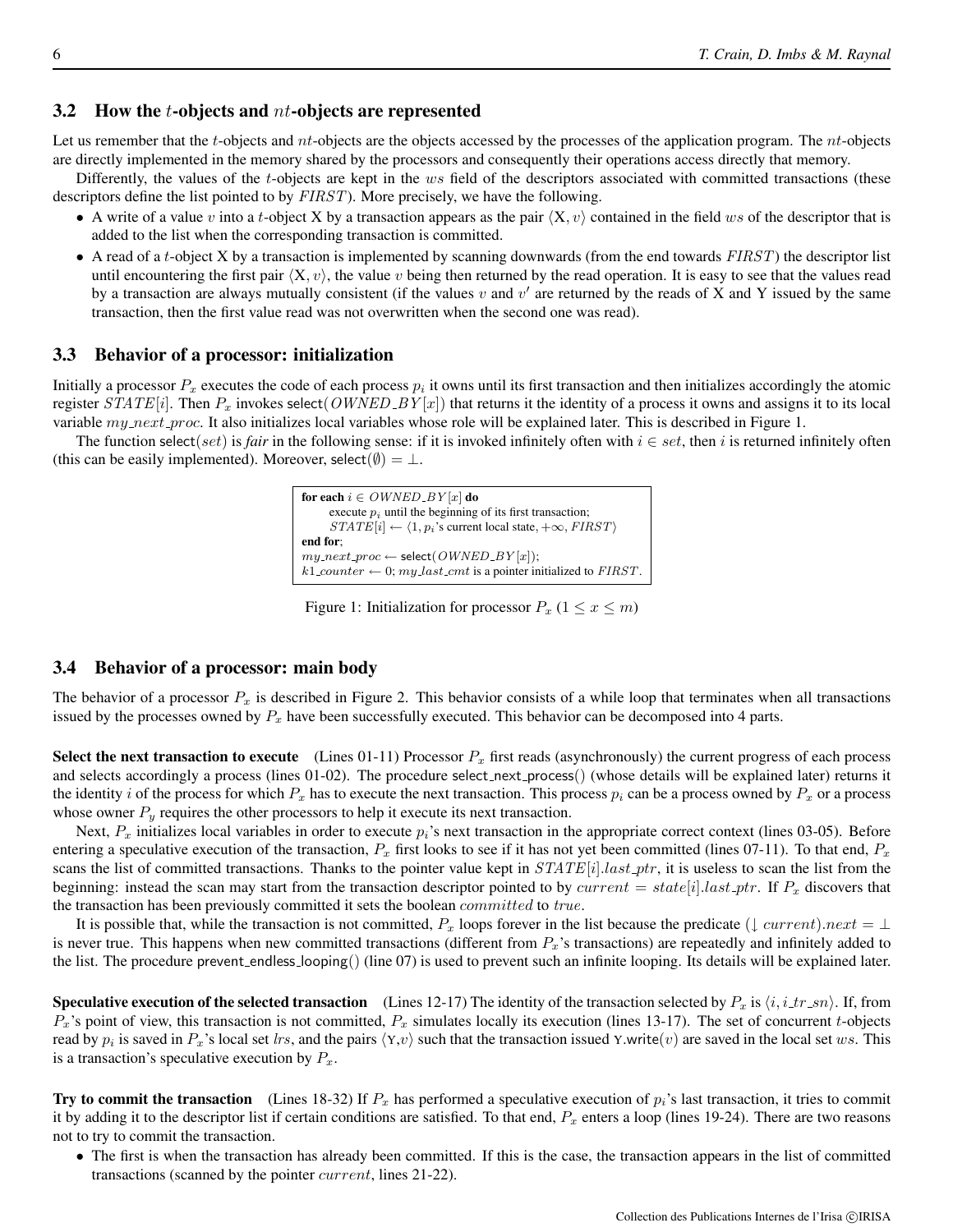### 3.2 How the $t$-objects and $nt$-objects are represented

Let us remember that the $t$-objects and $nt$-objects are the objects accessed by the processes of the application program. The $nt$-objects are directly implemented in the memory shared by the processors and consequently their operations access directly that memory.

Differently, the values of the $t$-objects are kept in the $ws$ field of the descriptors associated with committed transactions (these descriptors define the list pointed to by $FIRST$). More precisely, we have the following.

- A write of a value $v$ into a $t$-object X by a transaction appears as the pair $\langle X, v\rangle$ contained in the field $ws$ of the descriptor that is added to the list when the corresponding transaction is committed.
- A read of a $t$-object X by a transaction is implemented by scanning downwards (from the end towards $FIRST$) the descriptor list until encountering the first pair $\langle X, v\rangle$, the value $v$ being then returned by the read operation. It is easy to see that the values read by a transaction are always mutually consistent (if the values $v$ and $v'$ are returned by the reads of X and Y issued by the same transaction, then the first value read was not overwritten when the second one was read).

### 3.3 Behavior of a processor: initialization

Initially a processor $P_x$ executes the code of each process $p_i$ it owns until its first transaction and then initializes accordingly the atomic register $STATE[i]$. Then $P_x$ invokes select($OWNED\_BY[x]$) that returns it the identity of a process it owns and assigns it to its local variable $my\_next\_proc$. It also initializes local variables whose role will be explained later. This is described in Figure 1.

The function select($set$) is *fair* in the following sense: if it is invoked infinitely often with $i \in set$, then $i$ is returned infinitely often (this can be easily implemented). Moreover, select($\emptyset$) $= \perp$.

```
for each i ∈ OWNED_BY[x] do
    execute p_i until the beginning of its first transaction;
    STATE[i] ← ⟨1, p_i's current local state, +∞, FIRST⟩
end for;
my_next_proc ← select(OWNED_BY[x]);
k1_counter ← 0; my_last_cmt is a pointer initialized to FIRST.
```

Figure 1: Initialization for processor $P_x$ ($1 \leq x \leq m$)

### 3.4 Behavior of a processor: main body

The behavior of a processor $P_x$ is described in Figure 2. This behavior consists of a while loop that terminates when all transactions issued by the processes owned by $P_x$ have been successfully executed. This behavior can be decomposed into 4 parts.

**Select the next transaction to execute** (Lines 01-11) Processor $P_x$ first reads (asynchronously) the current progress of each process and selects accordingly a process (lines 01-02). The procedure select_next_process() (whose details will be explained later) returns it the identity $i$ of the process for which $P_x$ has to execute the next transaction. This process $p_i$ can be a process owned by $P_x$ or a process whose owner $P_y$ requires the other processors to help it execute its next transaction.

Next, $P_x$ initializes local variables in order to execute $p_i$'s next transaction in the appropriate correct context (lines 03-05). Before entering a speculative execution of the transaction, $P_x$ first looks to see if it has not yet been committed (lines 07-11). To that end, $P_x$ scans the list of committed transactions. Thanks to the pointer value kept in $STATE[i].last\_ptr$, it is useless to scan the list from the beginning: instead the scan may start from the transaction descriptor pointed to by $current = state[i].last\_ptr$. If $P_x$ discovers that the transaction has been previously committed it sets the boolean $committed$ to $true$.

It is possible that, while the transaction is not committed, $P_x$ loops forever in the list because the predicate $(\downarrow current).next = \perp$ is never true. This happens when new committed transactions (different from $P_x$'s transactions) are repeatedly and infinitely added to the list. The procedure prevent_endless_looping() (line 07) is used to prevent such an infinite looping. Its details will be explained later.

**Speculative execution of the selected transaction** (Lines 12-17) The identity of the transaction selected by $P_x$ is $\langle i, i\_tr\_sn\rangle$. If, from $P_x$'s point of view, this transaction is not committed, $P_x$ simulates locally its execution (lines 13-17). The set of concurrent $t$-objects read by $p_i$ is saved in $P_x$'s local set $lrs$, and the pairs $\langle$Y,$v\rangle$ such that the transaction issued Y.write($v$) are saved in the local set $ws$. This is a transaction's speculative execution by $P_x$.

**Try to commit the transaction** (Lines 18-32) If $P_x$ has performed a speculative execution of $p_i$'s last transaction, it tries to commit it by adding it to the descriptor list if certain conditions are satisfied. To that end, $P_x$ enters a loop (lines 19-24). There are two reasons not to try to commit the transaction.

- The first is when the transaction has already been committed. If this is the case, the transaction appears in the list of committed transactions (scanned by the pointer $current$, lines 21-22).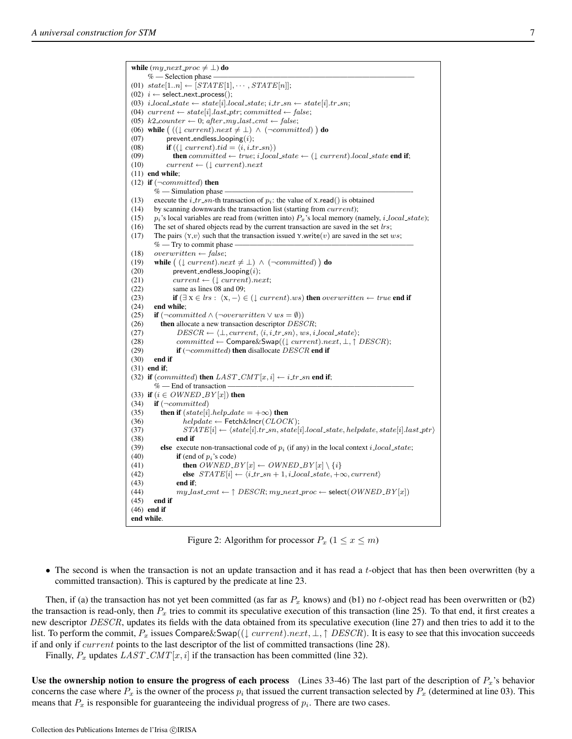```
while (my_next_proc ≠ ⊥) do
      % — Selection phase ——————————————————————————————
(01)  state[1..n] ← [STATE[1], ··· , STATE[n]];
(02)  i ← select_next_process();
(03)  i_local_state ← state[i].local_state; i_tr_sn ← state[i].tr_sn;
(04)  current ← state[i].last_ptr; committed ← false;
(05)  k2_counter ← 0; after_my_last_cmt ← false;
(06)  while ( ((↓ current).next ≠ ⊥) ∧ (¬committed) ) do
(07)        prevent_endless_looping(i);
(08)        if ((↓ current).tid = ⟨i, i_tr_sn⟩)
(09)          then committed ← true; i_local_state ← (↓ current).local_state end if;
(10)        current ← (↓ current).next
(11)  end while;
(12)  if (¬committed) then
      % — Simulation phase ——————————————————————————————-
(13)    execute the i_tr_sn-th transaction of p_i: the value of X.read() is obtained
(14)    by scanning downwards the transaction list (starting from current);
(15)    p_i's local variables are read from (written into) P_x's local memory (namely, i_local_state);
(16)    The set of shared objects read by the current transaction are saved in the set lrs;
(17)    The pairs ⟨Y,v⟩ such that the transaction issued Y.write(v) are saved in the set ws;
      % — Try to commit phase ——————————————————————————————
(18)    overwritten ← false;
(19)    while ( (↓ current).next ≠ ⊥) ∧ (¬committed) ) do
(20)          prevent_endless_looping(i);
(21)          current ← (↓ current).next;
(22)          same as lines 08 and 09;
(23)          if (∃ X ∈ lrs : ⟨X, −⟩ ∈ (↓ current).ws) then overwritten ← true end if
(24)    end while;
(25)    if (¬committed ∧ (¬overwritten ∨ ws = ∅))
(26)      then allocate a new transaction descriptor DESCR;
(27)            DESCR ← ⟨⊥, current, ⟨i, i_tr_sn⟩, ws, i_local_state⟩;
(28)            committed ← Compare&Swap((↓ current).next, ⊥, ↑ DESCR);
(29)            if (¬committed) then disallocate DESCR end if
(30)    end if
(31)  end if;
(32)  if (committed) then LAST_CMT[x, i] ← i_tr_sn end if;
      % — End of transaction ——————————————————————————————
(33)  if (i ∈ OWNED_BY[x]) then
(34)    if (¬committed)
(35)      then if (state[i].help_date = +∞) then
(36)              helpdate ← Fetch&Incr(CLOCK);
(37)              STATE[i] ← ⟨state[i].tr_sn, state[i].local_state, helpdate, state[i].last_ptr⟩
(38)            end if
(39)      else  execute non-transactional code of p_i (if any) in the local context i_local_state;
(40)            if (end of p_i's code)
(41)              then OWNED_BY[x] ← OWNED_BY[x] \ {i}
(42)              else  STATE[i] ← ⟨i_tr_sn + 1, i_local_state, +∞, current⟩
(43)            end if;
(44)            my_last_cmt ← ↑ DESCR; my_next_proc ← select(OWNED_BY[x])
(45)    end if
(46)  end if
end while.
```

Figure 2: Algorithm for processor $P_x$ ($1 \leq x \leq m$)

- The second is when the transaction is not an update transaction and it has read a $t$-object that has then been overwritten (by a committed transaction). This is captured by the predicate at line 23.

Then, if (a) the transaction has not yet been committed (as far as $P_x$ knows) and (b1) no $t$-object read has been overwritten or (b2) the transaction is read-only, then $P_x$ tries to commit its speculative execution of this transaction (line 25). To that end, it first creates a new descriptor $DESCR$, updates its fields with the data obtained from its speculative execution (line 27) and then tries to add it to the list. To perform the commit, $P_x$ issues Compare&Swap$((\downarrow current).next, \perp, \uparrow DESCR)$. It is easy to see that this invocation succeeds if and only if $current$ points to the last descriptor of the list of committed transactions (line 28).

Finally, $P_x$ updates $LAST\_CMT[x, i]$ if the transaction has been committed (line 32).

**Use the ownership notion to ensure the progress of each process** (Lines 33-46) The last part of the description of $P_x$'s behavior concerns the case where $P_x$ is the owner of the process $p_i$ that issued the current transaction selected by $P_x$ (determined at line 03). This means that $P_x$ is responsible for guaranteeing the individual progress of $p_i$. There are two cases.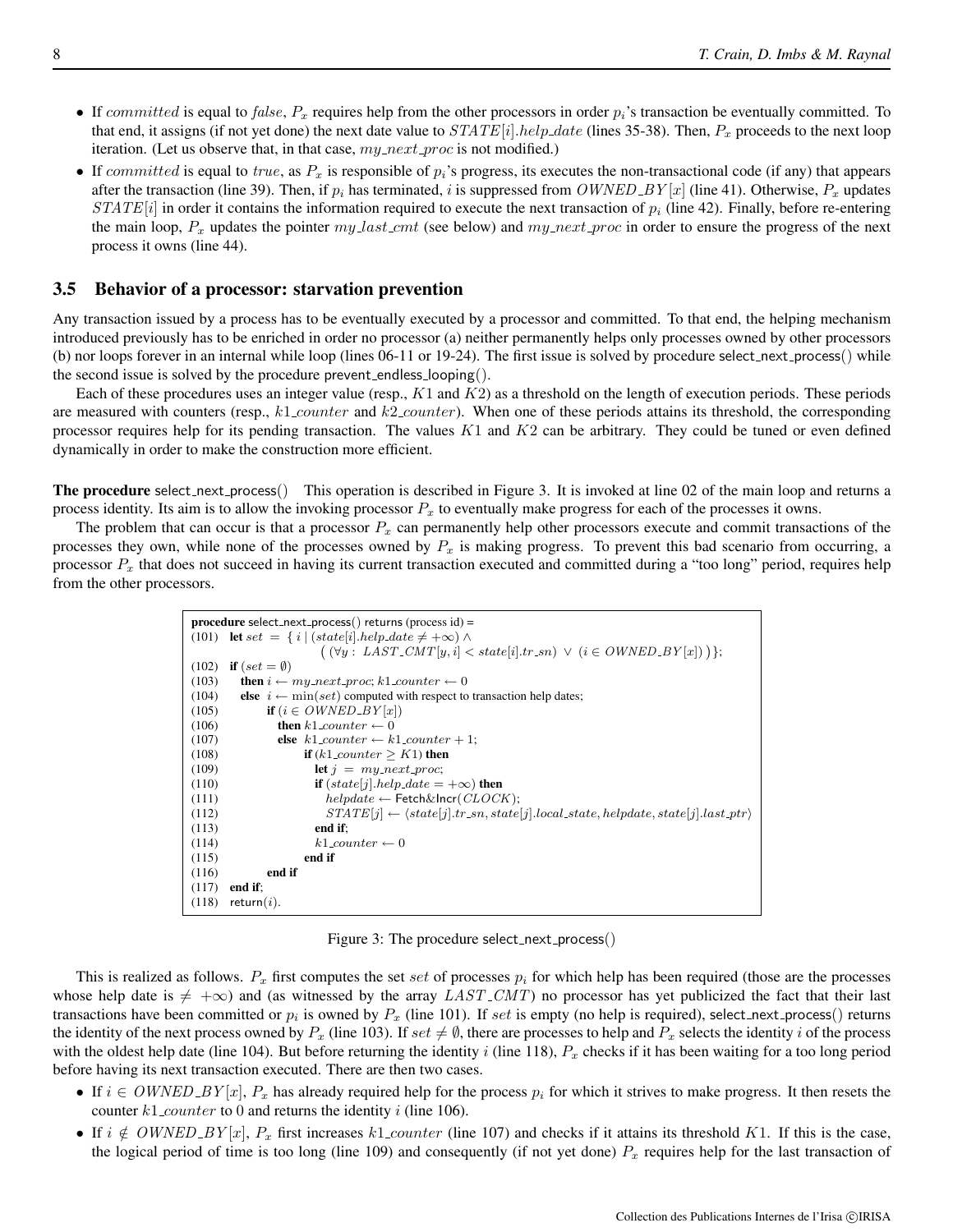- If $committed$ is equal to $false$, $P_x$ requires help from the other processors in order $p_i$'s transaction be eventually committed. To that end, it assigns (if not yet done) the next date value to $STATE[i].help\_date$ (lines 35-38). Then, $P_x$ proceeds to the next loop iteration. (Let us observe that, in that case, $my\_next\_proc$ is not modified.)
- If $committed$ is equal to $true$, as $P_x$ is responsible of $p_i$'s progress, its executes the non-transactional code (if any) that appears after the transaction (line 39). Then, if $p_i$ has terminated, $i$ is suppressed from $OWNED\_BY[x]$ (line 41). Otherwise, $P_x$ updates $STATE[i]$ in order it contains the information required to execute the next transaction of $p_i$ (line 42). Finally, before re-entering the main loop, $P_x$ updates the pointer $my\_last\_cmt$ (see below) and $my\_next\_proc$ in order to ensure the progress of the next process it owns (line 44).

### 3.5 Behavior of a processor: starvation prevention

Any transaction issued by a process has to be eventually executed by a processor and committed. To that end, the helping mechanism introduced previously has to be enriched in order no processor (a) neither permanently helps only processes owned by other processors (b) nor loops forever in an internal while loop (lines 06-11 or 19-24). The first issue is solved by procedure select_next_process() while the second issue is solved by the procedure prevent_endless_looping().

Each of these procedures uses an integer value (resp., $K1$ and $K2$) as a threshold on the length of execution periods. These periods are measured with counters (resp., $k1\_counter$ and $k2\_counter$). When one of these periods attains its threshold, the corresponding processor requires help for its pending transaction. The values $K1$ and $K2$ can be arbitrary. They could be tuned or even defined dynamically in order to make the construction more efficient.

**The procedure** select_next_process() This operation is described in Figure 3. It is invoked at line 02 of the main loop and returns a process identity. Its aim is to allow the invoking processor $P_x$ to eventually make progress for each of the processes it owns.

The problem that can occur is that a processor $P_x$ can permanently help other processors execute and commit transactions of the processes they own, while none of the processes owned by $P_x$ is making progress. To prevent this bad scenario from occurring, a processor $P_x$ that does not succeed in having its current transaction executed and committed during a "too long" period, requires help from the other processors.

```
procedure select_next_process() returns (process id) =
(101)  let set = { i | (state[i].help_date ≠ +∞) ∧
                      ( (∀y : LAST_CMT[y, i] < state[i].tr_sn) ∨ (i ∈ OWNED_BY[x]) ) };
(102)  if (set = ∅)
(103)     then i ← my_next_proc; k1_counter ← 0
(104)     else  i ← min(set) computed with respect to transaction help dates;
(105)           if (i ∈ OWNED_BY[x])
(106)              then k1_counter ← 0
(107)              else  k1_counter ← k1_counter + 1;
(108)                    if (k1_counter ≥ K1) then
(109)                       let j = my_next_proc;
(110)                       if (state[j].help_date = +∞) then
(111)                          helpdate ← Fetch&Incr(CLOCK);
(112)                          STATE[j] ← ⟨state[j].tr_sn, state[j].local_state, helpdate, state[j].last_ptr⟩
(113)                       end if;
(114)                       k1_counter ← 0
(115)                    end if
(116)           end if
(117)  end if;
(118)  return(i).
```

Figure 3: The procedure select_next_process()

This is realized as follows. $P_x$ first computes the set $set$ of processes $p_i$ for which help has been required (those are the processes whose help date is $\neq +\infty$) and (as witnessed by the array $LAST\_CMT$) no processor has yet publicized the fact that their last transactions have been committed or $p_i$ is owned by $P_x$ (line 101). If $set$ is empty (no help is required), select_next_process() returns the identity of the next process owned by $P_x$ (line 103). If $set \neq \emptyset$, there are processes to help and $P_x$ selects the identity $i$ of the process with the oldest help date (line 104). But before returning the identity $i$ (line 118), $P_x$ checks if it has been waiting for a too long period before having its next transaction executed. There are then two cases.

- If $i \in OWNED\_BY[x]$, $P_x$ has already required help for the process $p_i$ for which it strives to make progress. It then resets the counter $k1\_counter$ to 0 and returns the identity $i$ (line 106).
- If $i \notin OWNED\_BY[x]$, $P_x$ first increases $k1\_counter$ (line 107) and checks if it attains its threshold $K1$. If this is the case, the logical period of time is too long (line 109) and consequently (if not yet done) $P_x$ requires help for the last transaction of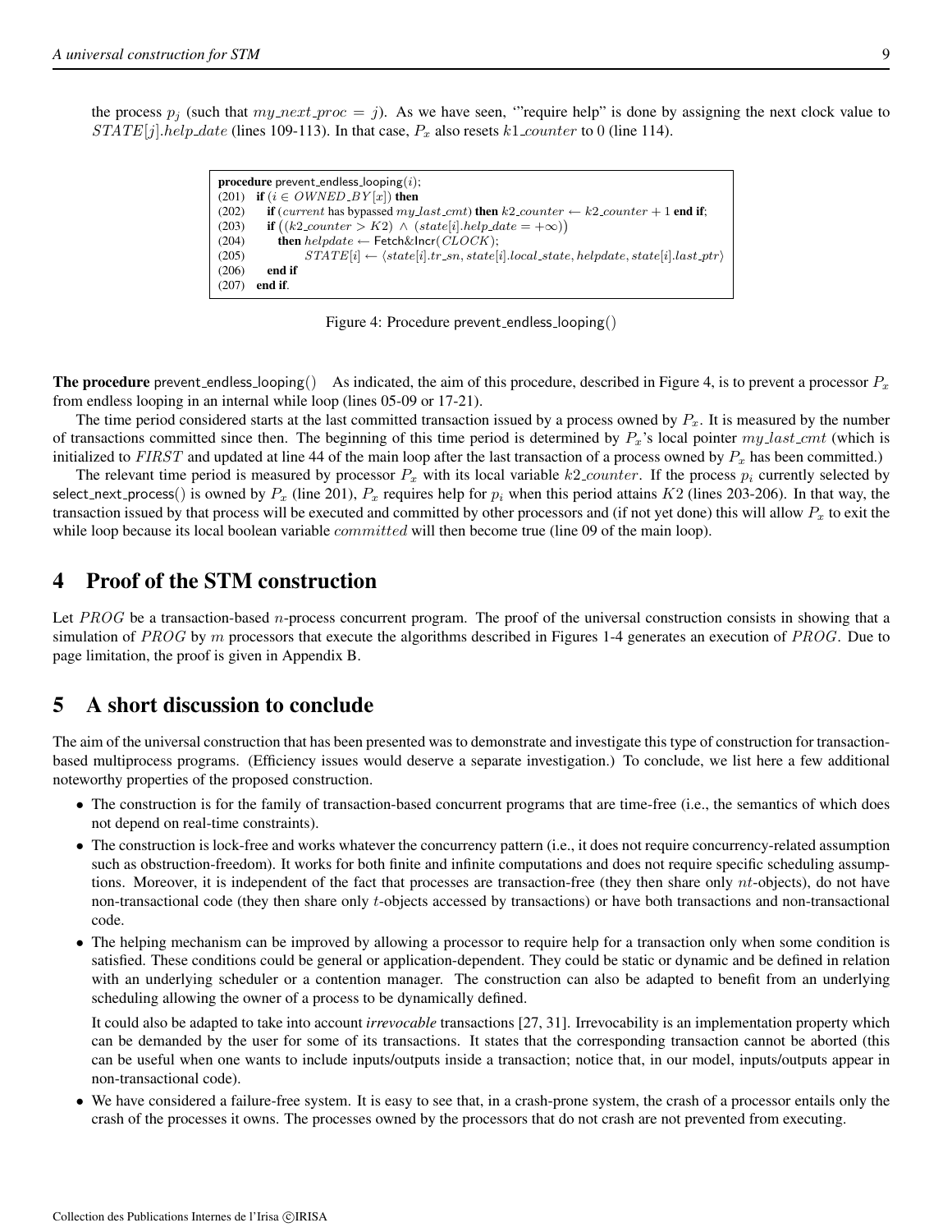the process $p_j$ (such that $my\_next\_proc = j$). As we have seen, '"require help" is done by assigning the next clock value to $STATE[j].help\_date$ (lines 109-113). In that case, $P_x$ also resets $k1\_counter$ to 0 (line 114).

```
procedure prevent_endless_looping(i);
(201)  if (i ∈ OWNED_BY[x]) then
(202)     if (current has bypassed my_last_cmt) then k2_counter ← k2_counter + 1 end if;
(203)     if ((k2_counter > K2) ∧ (state[i].help_date = +∞))
(204)        then helpdate ← Fetch&Incr(CLOCK);
(205)             STATE[i] ← ⟨state[i].tr_sn, state[i].local_state, helpdate, state[i].last_ptr⟩
(206)     end if
(207)  end if.
```

Figure 4: Procedure prevent_endless_looping()

**The procedure** prevent_endless_looping() As indicated, the aim of this procedure, described in Figure 4, is to prevent a processor $P_x$ from endless looping in an internal while loop (lines 05-09 or 17-21).

The time period considered starts at the last committed transaction issued by a process owned by $P_x$. It is measured by the number of transactions committed since then. The beginning of this time period is determined by $P_x$'s local pointer $my\_last\_cmt$ (which is initialized to $FIRST$ and updated at line 44 of the main loop after the last transaction of a process owned by $P_x$ has been committed.)

The relevant time period is measured by processor $P_x$ with its local variable $k2\_counter$. If the process $p_i$ currently selected by select_next_process() is owned by $P_x$ (line 201), $P_x$ requires help for $p_i$ when this period attains $K2$ (lines 203-206). In that way, the transaction issued by that process will be executed and committed by other processors and (if not yet done) this will allow $P_x$ to exit the while loop because its local boolean variable $committed$ will then become true (line 09 of the main loop).

# 4 Proof of the STM construction

Let $PROG$ be a transaction-based $n$-process concurrent program. The proof of the universal construction consists in showing that a simulation of $PROG$ by $m$ processors that execute the algorithms described in Figures 1-4 generates an execution of $PROG$. Due to page limitation, the proof is given in Appendix B.

# 5 A short discussion to conclude

The aim of the universal construction that has been presented was to demonstrate and investigate this type of construction for transaction-based multiprocess programs. (Efficiency issues would deserve a separate investigation.) To conclude, we list here a few additional noteworthy properties of the proposed construction.

- The construction is for the family of transaction-based concurrent programs that are time-free (i.e., the semantics of which does not depend on real-time constraints).
- The construction is lock-free and works whatever the concurrency pattern (i.e., it does not require concurrency-related assumption such as obstruction-freedom). It works for both finite and infinite computations and does not require specific scheduling assumptions. Moreover, it is independent of the fact that processes are transaction-free (they then share only $nt$-objects), do not have non-transactional code (they then share only $t$-objects accessed by transactions) or have both transactions and non-transactional code.
- The helping mechanism can be improved by allowing a processor to require help for a transaction only when some condition is satisfied. These conditions could be general or application-dependent. They could be static or dynamic and be defined in relation with an underlying scheduler or a contention manager. The construction can also be adapted to benefit from an underlying scheduling allowing the owner of a process to be dynamically defined.

  It could also be adapted to take into account *irrevocable* transactions [27, 31]. Irrevocability is an implementation property which can be demanded by the user for some of its transactions. It states that the corresponding transaction cannot be aborted (this can be useful when one wants to include inputs/outputs inside a transaction; notice that, in our model, inputs/outputs appear in non-transactional code).
- We have considered a failure-free system. It is easy to see that, in a crash-prone system, the crash of a processor entails only the crash of the processes it owns. The processes owned by the processors that do not crash are not prevented from executing.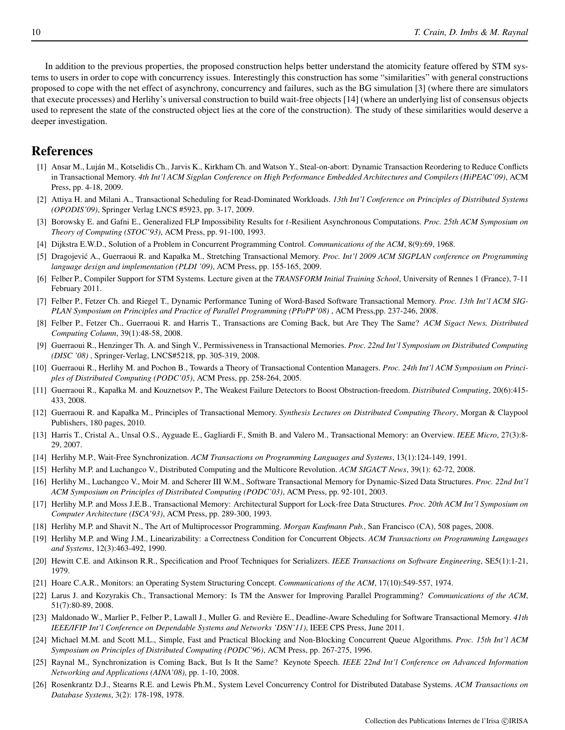In addition to the previous properties, the proposed construction helps better understand the atomicity feature offered by STM systems to users in order to cope with concurrency issues. Interestingly this construction has some "similarities" with general constructions proposed to cope with the net effect of asynchrony, concurrency and failures, such as the BG simulation [3] (where there are simulators that execute processes) and Herlihy's universal construction to build wait-free objects [14] (where an underlying list of consensus objects used to represent the state of the constructed object lies at the core of the construction). The study of these similarities would deserve a deeper investigation.

# References

[1] Ansar M., Luján M., Kotselidis Ch., Jarvis K., Kirkham Ch. and Watson Y., Steal-on-abort: Dynamic Transaction Reordering to Reduce Conflicts in Transactional Memory. *4th Int'l ACM Sigplan Conference on High Performance Embedded Architectures and Compilers (HiPEAC'09)*, ACM Press, pp. 4-18, 2009.

[2] Attiya H. and Milani A., Transactional Scheduling for Read-Dominated Workloads. *13th Int'l Conference on Principles of Distributed Systems (OPODIS'09)*, Springer Verlag LNCS #5923, pp. 3-17, 2009.

[3] Borowsky E. and Gafni E., Generalized FLP Impossibility Results for $t$-Resilient Asynchronous Computations. *Proc. 25th ACM Symposium on Theory of Computing (STOC'93)*, ACM Press, pp. 91-100, 1993.

[4] Dijkstra E.W.D., Solution of a Problem in Concurrent Programming Control. *Communications of the ACM*, 8(9):69, 1968.

[5] Dragojević A., Guerraoui R. and Kapałka M., Stretching Transactional Memory. *Proc. Int'l 2009 ACM SIGPLAN conference on Programming language design and implementation (PLDI '09)*, ACM Press, pp. 155-165, 2009.

[6] Felber P., Compiler Support for STM Systems. Lecture given at the *TRANSFORM Initial Training School*, University of Rennes 1 (France), 7-11 February 2011.

[7] Felber P., Fetzer Ch. and Riegel T., Dynamic Performance Tuning of Word-Based Software Transactional Memory. *Proc. 13th Int'l ACM SIGPLAN Symposium on Principles and Practice of Parallel Programming (PPoPP'08)* , ACM Press,pp. 237-246, 2008.

[8] Felber P., Fetzer Ch., Guerraoui R. and Harris T., Transactions are Coming Back, but Are They The Same? *ACM Sigact News, Distributed Computing Column*, 39(1):48-58, 2008.

[9] Guerraoui R., Henzinger Th. A. and Singh V., Permissiveness in Transactional Memories. *Proc. 22nd Int'l Symposium on Distributed Computing (DISC '08)* , Springer-Verlag, LNCS#5218, pp. 305-319, 2008.

[10] Guerraoui R., Herlihy M. and Pochon B., Towards a Theory of Transactional Contention Managers. *Proc. 24th Int'l ACM Symposium on Principles of Distributed Computing (PODC'05)*, ACM Press, pp. 258-264, 2005.

[11] Guerraoui R., Kapałka M. and Kouznetsov P., The Weakest Failure Detectors to Boost Obstruction-freedom. *Distributed Computing*, 20(6):415-433, 2008.

[12] Guerraoui R. and Kapałka M., Principles of Transactional Memory. *Synthesis Lectures on Distributed Computing Theory*, Morgan & Claypool Publishers, 180 pages, 2010.

[13] Harris T., Cristal A., Unsal O.S., Ayguade E., Gagliardi F., Smith B. and Valero M., Transactional Memory: an Overview. *IEEE Micro*, 27(3):8-29, 2007.

[14] Herlihy M.P., Wait-Free Synchronization. *ACM Transactions on Programming Languages and Systems*, 13(1):124-149, 1991.

[15] Herlihy M.P. and Luchangco V., Distributed Computing and the Multicore Revolution. *ACM SIGACT News*, 39(1): 62-72, 2008.

[16] Herlihy M., Luchangco V., Moir M. and Scherer III W.M., Software Transactional Memory for Dynamic-Sized Data Structures. *Proc. 22nd Int'l ACM Symposium on Principles of Distributed Computing (PODC'03)*, ACM Press, pp. 92-101, 2003.

[17] Herlihy M.P. and Moss J.E.B., Transactional Memory: Architectural Support for Lock-free Data Structures. *Proc. 20th ACM Int'l Symposium on Computer Architecture (ISCA'93)*, ACM Press, pp. 289-300, 1993.

[18] Herlihy M.P. and Shavit N., The Art of Multiprocessor Programming. *Morgan Kaufmann Pub.*, San Francisco (CA), 508 pages, 2008.

[19] Herlihy M.P. and Wing J.M., Linearizability: a Correctness Condition for Concurrent Objects. *ACM Transactions on Programming Languages and Systems*, 12(3):463-492, 1990.

[20] Hewitt C.E. and Atkinson R.R., Specification and Proof Techniques for Serializers. *IEEE Transactions on Software Engineering*, SE5(1):1-21, 1979.

[21] Hoare C.A.R., Monitors: an Operating System Structuring Concept. *Communications of the ACM*, 17(10):549-557, 1974.

[22] Larus J. and Kozyrakis Ch., Transactional Memory: Is TM the Answer for Improving Parallel Programming? *Communications of the ACM*, 51(7):80-89, 2008.

[23] Maldonado W., Marlier P., Felber P., Lawall J., Muller G. and Revière E., Deadline-Aware Scheduling for Software Transactional Memory. *41th IEEE/IFIP Int'l Conference on Dependable Systems and Networks 'DSN'11)*, IEEE CPS Press, June 2011.

[24] Michael M.M. and Scott M.L., Simple, Fast and Practical Blocking and Non-Blocking Concurrent Queue Algorithms. *Proc. 15th Int'l ACM Symposium on Principles of Distributed Computing (PODC'96)*, ACM Press, pp. 267-275, 1996.

[25] Raynal M., Synchronization is Coming Back, But Is It the Same? Keynote Speech. *IEEE 22nd Int'l Conference on Advanced Information Networking and Applications (AINA'08)*, pp. 1-10, 2008.

[26] Rosenkrantz D.J., Stearns R.E. and Lewis Ph.M., System Level Concurrency Control for Distributed Database Systems. *ACM Transactions on Database Systems*, 3(2): 178-198, 1978.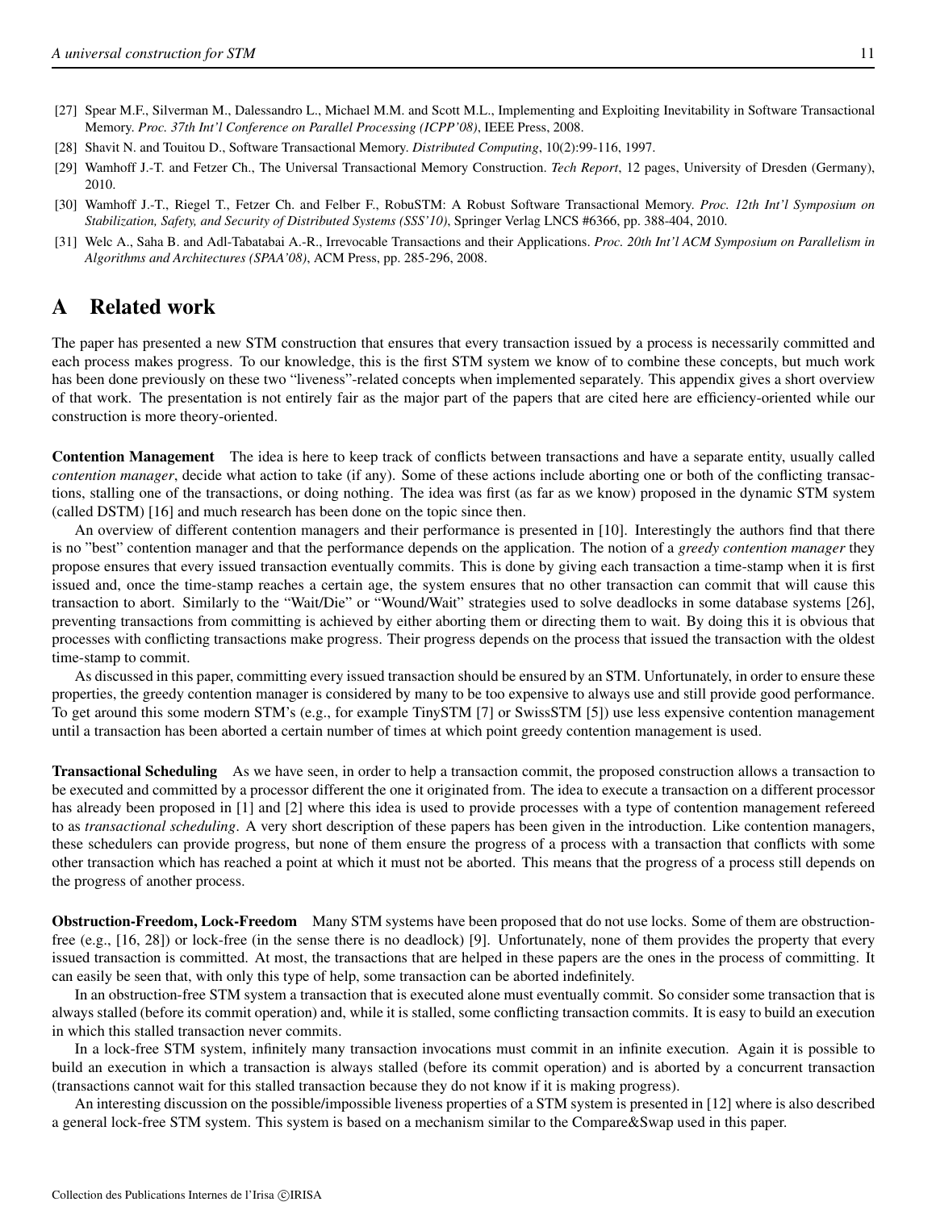[27] Spear M.F., Silverman M., Dalessandro L., Michael M.M. and Scott M.L., Implementing and Exploiting Inevitability in Software Transactional Memory. *Proc. 37th Int'l Conference on Parallel Processing (ICPP'08)*, IEEE Press, 2008.

[28] Shavit N. and Touitou D., Software Transactional Memory. *Distributed Computing*, 10(2):99-116, 1997.

[29] Wamhoff J.-T. and Fetzer Ch., The Universal Transactional Memory Construction. *Tech Report*, 12 pages, University of Dresden (Germany), 2010.

[30] Wamhoff J.-T., Riegel T., Fetzer Ch. and Felber F., RobuSTM: A Robust Software Transactional Memory. *Proc. 12th Int'l Symposium on Stabilization, Safety, and Security of Distributed Systems (SSS'10)*, Springer Verlag LNCS #6366, pp. 388-404, 2010.

[31] Welc A., Saha B. and Adl-Tabatabai A.-R., Irrevocable Transactions and their Applications. *Proc. 20th Int'l ACM Symposium on Parallelism in Algorithms and Architectures (SPAA'08)*, ACM Press, pp. 285-296, 2008.

# A Related work

The paper has presented a new STM construction that ensures that every transaction issued by a process is necessarily committed and each process makes progress. To our knowledge, this is the first STM system we know of to combine these concepts, but much work has been done previously on these two "liveness"-related concepts when implemented separately. This appendix gives a short overview of that work. The presentation is not entirely fair as the major part of the papers that are cited here are efficiency-oriented while our construction is more theory-oriented.

**Contention Management** The idea is here to keep track of conflicts between transactions and have a separate entity, usually called *contention manager*, decide what action to take (if any). Some of these actions include aborting one or both of the conflicting transactions, stalling one of the transactions, or doing nothing. The idea was first (as far as we know) proposed in the dynamic STM system (called DSTM) [16] and much research has been done on the topic since then.

An overview of different contention managers and their performance is presented in [10]. Interestingly the authors find that there is no "best" contention manager and that the performance depends on the application. The notion of a *greedy contention manager* they propose ensures that every issued transaction eventually commits. This is done by giving each transaction a time-stamp when it is first issued and, once the time-stamp reaches a certain age, the system ensures that no other transaction can commit that will cause this transaction to abort. Similarly to the "Wait/Die" or "Wound/Wait" strategies used to solve deadlocks in some database systems [26], preventing transactions from committing is achieved by either aborting them or directing them to wait. By doing this it is obvious that processes with conflicting transactions make progress. Their progress depends on the process that issued the transaction with the oldest time-stamp to commit.

As discussed in this paper, committing every issued transaction should be ensured by an STM. Unfortunately, in order to ensure these properties, the greedy contention manager is considered by many to be too expensive to always use and still provide good performance. To get around this some modern STM's (e.g., for example TinySTM [7] or SwissSTM [5]) use less expensive contention management until a transaction has been aborted a certain number of times at which point greedy contention management is used.

**Transactional Scheduling** As we have seen, in order to help a transaction commit, the proposed construction allows a transaction to be executed and committed by a processor different the one it originated from. The idea to execute a transaction on a different processor has already been proposed in [1] and [2] where this idea is used to provide processes with a type of contention management refereed to as *transactional scheduling*. A very short description of these papers has been given in the introduction. Like contention managers, these schedulers can provide progress, but none of them ensure the progress of a process with a transaction that conflicts with some other transaction which has reached a point at which it must not be aborted. This means that the progress of a process still depends on the progress of another process.

**Obstruction-Freedom, Lock-Freedom** Many STM systems have been proposed that do not use locks. Some of them are obstruction-free (e.g., [16, 28]) or lock-free (in the sense there is no deadlock) [9]. Unfortunately, none of them provides the property that every issued transaction is committed. At most, the transactions that are helped in these papers are the ones in the process of committing. It can easily be seen that, with only this type of help, some transaction can be aborted indefinitely.

In an obstruction-free STM system a transaction that is executed alone must eventually commit. So consider some transaction that is always stalled (before its commit operation) and, while it is stalled, some conflicting transaction commits. It is easy to build an execution in which this stalled transaction never commits.

In a lock-free STM system, infinitely many transaction invocations must commit in an infinite execution. Again it is possible to build an execution in which a transaction is always stalled (before its commit operation) and is aborted by a concurrent transaction (transactions cannot wait for this stalled transaction because they do not know if it is making progress).

An interesting discussion on the possible/impossible liveness properties of a STM system is presented in [12] where is also described a general lock-free STM system. This system is based on a mechanism similar to the Compare&Swap used in this paper.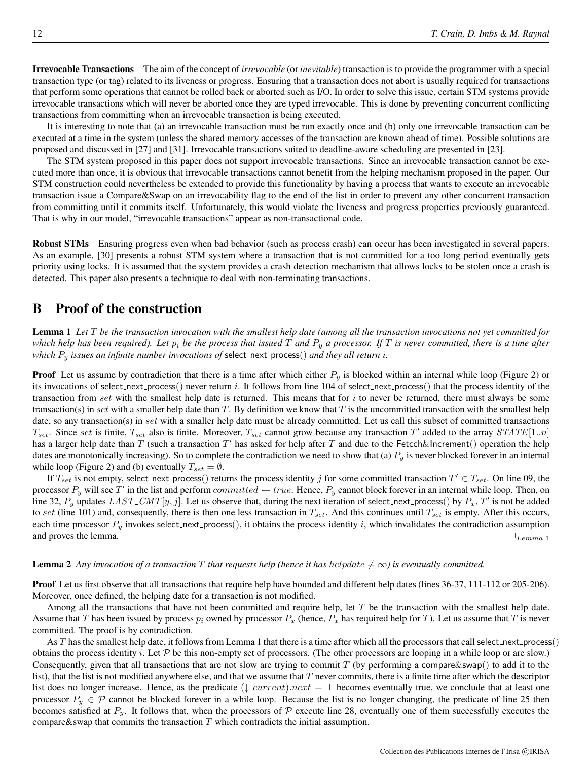**Irrevocable Transactions** The aim of the concept of *irrevocable* (or *inevitable*) transaction is to provide the programmer with a special transaction type (or tag) related to its liveness or progress. Ensuring that a transaction does not abort is usually required for transactions that perform some operations that cannot be rolled back or aborted such as I/O. In order to solve this issue, certain STM systems provide irrevocable transactions which will never be aborted once they are typed irrevocable. This is done by preventing concurrent conflicting transactions from committing when an irrevocable transaction is being executed.

It is interesting to note that (a) an irrevocable transaction must be run exactly once and (b) only one irrevocable transaction can be executed at a time in the system (unless the shared memory accesses of the transaction are known ahead of time). Possible solutions are proposed and discussed in [27] and [31]. Irrevocable transactions suited to deadline-aware scheduling are presented in [23].

The STM system proposed in this paper does not support irrevocable transactions. Since an irrevocable transaction cannot be executed more than once, it is obvious that irrevocable transactions cannot benefit from the helping mechanism proposed in the paper. Our STM construction could nevertheless be extended to provide this functionality by having a process that wants to execute an irrevocable transaction issue a Compare&Swap on an irrevocability flag to the end of the list in order to prevent any other concurrent transaction from committing until it commits itself. Unfortunately, this would violate the liveness and progress properties previously guaranteed. That is why in our model, "irrevocable transactions" appear as non-transactional code.

**Robust STMs** Ensuring progress even when bad behavior (such as process crash) can occur has been investigated in several papers. As an example, [30] presents a robust STM system where a transaction that is not committed for a too long period eventually gets priority using locks. It is assumed that the system provides a crash detection mechanism that allows locks to be stolen once a crash is detected. This paper also presents a technique to deal with non-terminating transactions.

# B Proof of the construction

**Lemma 1** *Let $T$ be the transaction invocation with the smallest help date (among all the transaction invocations not yet committed for which help has been required). Let $p_i$ be the process that issued $T$ and $P_y$ a processor. If $T$ is never committed, there is a time after which $P_y$ issues an infinite number invocations of* select_next_process() *and they all return $i$.*

**Proof** Let us assume by contradiction that there is a time after which either $P_y$ is blocked within an internal while loop (Figure 2) or its invocations of select_next_process() never return $i$. It follows from line 104 of select_next_process() that the process identity of the transaction from $set$ with the smallest help date is returned. This means that for $i$ to never be returned, there must always be some transaction(s) in $set$ with a smaller help date than $T$. By definition we know that $T$ is the uncommitted transaction with the smallest help date, so any transaction(s) in $set$ with a smaller help date must be already committed. Let us call this subset of committed transactions $T_{set}$. Since $set$ is finite, $T_{set}$ also is finite. Moreover, $T_{set}$ cannot grow because any transaction $T'$ added to the array $STATE[1..n]$ has a larger help date than $T$ (such a transaction $T'$ has asked for help after $T$ and due to the Fetcch&Increment() operation the help dates are monotonically increasing). So to complete the contradiction we need to show that (a) $P_y$ is never blocked forever in an internal while loop (Figure 2) and (b) eventually $T_{set} = \emptyset$.

If $T_{set}$ is not empty, select_next_process() returns the process identity $j$ for some committed transaction $T' \in T_{set}$. On line 09, the processor $P_y$ will see $T'$ in the list and perform $committed \leftarrow true$. Hence, $P_y$ cannot block forever in an internal while loop. Then, on line 32, $P_y$ updates $LAST\_CMT[y, j]$. Let us observe that, during the next iteration of select_next_process() by $P_x$, $T'$ is not be added to $set$ (line 101) and, consequently, there is then one less transaction in $T_{set}$. And this continues until $T_{set}$ is empty. After this occurs, each time processor $P_y$ invokes select_next_process(), it obtains the process identity $i$, which invalidates the contradiction assumption and proves the lemma. $\Box_{Lemma\ 1}$

**Lemma 2** *Any invocation of a transaction $T$ that requests help (hence it has $helpdate \neq \infty$) is eventually committed.*

**Proof** Let us first observe that all transactions that require help have bounded and different help dates (lines 36-37, 111-112 or 205-206). Moreover, once defined, the helping date for a transaction is not modified.

Among all the transactions that have not been committed and require help, let $T$ be the transaction with the smallest help date. Assume that $T$ has been issued by process $p_i$ owned by processor $P_x$ (hence, $P_x$ has required help for $T$). Let us assume that $T$ is never committed. The proof is by contradiction.

As $T$ has the smallest help date, it follows from Lemma 1 that there is a time after which all the processors that call select_next_process() obtains the process identity $i$. Let $\mathcal{P}$ be this non-empty set of processors. (The other processors are looping in a while loop or are slow.) Consequently, given that all transactions that are not slow are trying to commit $T$ (by performing a compare&swap() to add it to the list), that the list is not modified anywhere else, and that we assume that $T$ never commits, there is a finite time after which the descriptor list does no longer increase. Hence, as the predicate $(\downarrow current).next = \bot$ becomes eventually true, we conclude that at least one processor $P_y \in \mathcal{P}$ cannot be blocked forever in a while loop. Because the list is no longer changing, the predicate of line 25 then becomes satisfied at $P_y$. It follows that, when the processors of $\mathcal{P}$ execute line 28, eventually one of them successfully executes the compare&swap that commits the transaction $T$ which contradicts the initial assumption.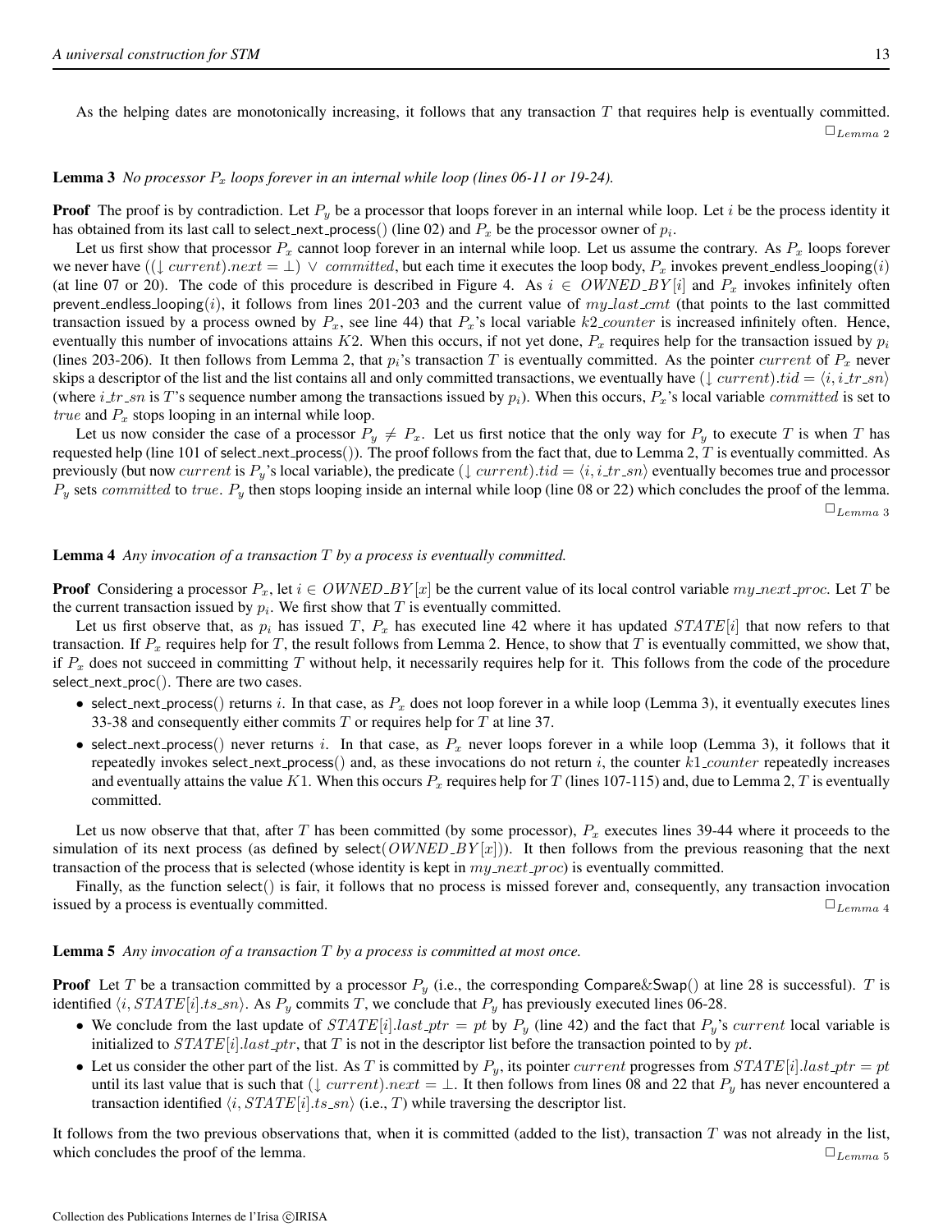As the helping dates are monotonically increasing, it follows that any transaction $T$ that requires help is eventually committed. $\Box_{Lemma\ 2}$

**Lemma 3** *No processor $P_x$ loops forever in an internal while loop (lines 06-11 or 19-24).*

**Proof** The proof is by contradiction. Let $P_y$ be a processor that loops forever in an internal while loop. Let $i$ be the process identity it has obtained from its last call to select_next_process() (line 02) and $P_x$ be the processor owner of $p_i$.

Let us first show that processor $P_x$ cannot loop forever in an internal while loop. Let us assume the contrary. As $P_x$ loops forever we never have $((\downarrow current).next = \bot) \vee committed$, but each time it executes the loop body, $P_x$ invokes prevent_endless_looping($i$) (at line 07 or 20). The code of this procedure is described in Figure 4. As $i \in OWNED\_BY[i]$ and $P_x$ invokes infinitely often prevent_endless_looping($i$), it follows from lines 201-203 and the current value of $my\_last\_cmt$ (that points to the last committed transaction issued by a process owned by $P_x$, see line 44) that $P_x$'s local variable $k2\_counter$ is increased infinitely often. Hence, eventually this number of invocations attains $K2$. When this occurs, if not yet done, $P_x$ requires help for the transaction issued by $p_i$ (lines 203-206). It then follows from Lemma 2, that $p_i$'s transaction $T$ is eventually committed. As the pointer $current$ of $P_x$ never skips a descriptor of the list and the list contains all and only committed transactions, we eventually have $(\downarrow current).tid = \langle i, i\_tr\_sn \rangle$ (where $i\_tr\_sn$ is $T$'s sequence number among the transactions issued by $p_i$). When this occurs, $P_x$'s local variable $committed$ is set to $true$ and $P_x$ stops looping in an internal while loop.

Let us now consider the case of a processor $P_y \neq P_x$. Let us first notice that the only way for $P_y$ to execute $T$ is when $T$ has requested help (line 101 of select_next_process()). The proof follows from the fact that, due to Lemma 2, $T$ is eventually committed. As previously (but now $current$ is $P_y$'s local variable), the predicate $(\downarrow current).tid = \langle i, i\_tr\_sn \rangle$ eventually becomes true and processor $P_y$ sets $committed$ to $true$. $P_y$ then stops looping inside an internal while loop (line 08 or 22) which concludes the proof of the lemma. $\Box_{Lemma\ 3}$

**Lemma 4** *Any invocation of a transaction $T$ by a process is eventually committed.*

**Proof** Considering a processor $P_x$, let $i \in OWNED\_BY[x]$ be the current value of its local control variable $my\_next\_proc$. Let $T$ be the current transaction issued by $p_i$. We first show that $T$ is eventually committed.

Let us first observe that, as $p_i$ has issued $T$, $P_x$ has executed line 42 where it has updated $STATE[i]$ that now refers to that transaction. If $P_x$ requires help for $T$, the result follows from Lemma 2. Hence, to show that $T$ is eventually committed, we show that, if $P_x$ does not succeed in committing $T$ without help, it necessarily requires help for it. This follows from the code of the procedure select_next_proc(). There are two cases.

- select_next_process() returns $i$. In that case, as $P_x$ does not loop forever in a while loop (Lemma 3), it eventually executes lines 33-38 and consequently either commits $T$ or requires help for $T$ at line 37.
- select_next_process() never returns $i$. In that case, as $P_x$ never loops forever in a while loop (Lemma 3), it follows that it repeatedly invokes select_next_process() and, as these invocations do not return $i$, the counter $k1\_counter$ repeatedly increases and eventually attains the value $K1$. When this occurs $P_x$ requires help for $T$ (lines 107-115) and, due to Lemma 2, $T$ is eventually committed.

Let us now observe that that, after $T$ has been committed (by some processor), $P_x$ executes lines 39-44 where it proceeds to the simulation of its next process (as defined by select($OWNED\_BY[x]$)). It then follows from the previous reasoning that the next transaction of the process that is selected (whose identity is kept in $my\_next\_proc$) is eventually committed.

Finally, as the function select() is fair, it follows that no process is missed forever and, consequently, any transaction invocation issued by a process is eventually committed. $\Box_{Lemma\ 4}$

**Lemma 5** *Any invocation of a transaction $T$ by a process is committed at most once.*

**Proof** Let $T$ be a transaction committed by a processor $P_y$ (i.e., the corresponding Compare&Swap() at line 28 is successful). $T$ is identified $\langle i, STATE[i].ts\_sn \rangle$. As $P_y$ commits $T$, we conclude that $P_y$ has previously executed lines 06-28.

- We conclude from the last update of $STATE[i].last\_ptr = pt$ by $P_y$ (line 42) and the fact that $P_y$'s $current$ local variable is initialized to $STATE[i].last\_ptr$, that $T$ is not in the descriptor list before the transaction pointed to by $pt$.
- Let us consider the other part of the list. As $T$ is committed by $P_y$, its pointer $current$ progresses from $STATE[i].last\_ptr = pt$ until its last value that is such that $(\downarrow current).next = \bot$. It then follows from lines 08 and 22 that $P_y$ has never encountered a transaction identified $\langle i, STATE[i].ts\_sn \rangle$ (i.e., $T$) while traversing the descriptor list.

It follows from the two previous observations that, when it is committed (added to the list), transaction $T$ was not already in the list, which concludes the proof of the lemma. $\Box_{Lemma\ 5}$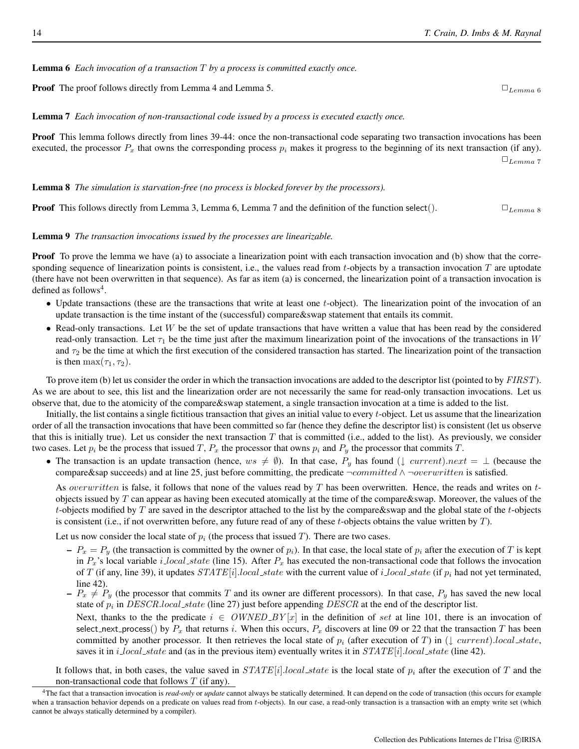**Lemma 6** *Each invocation of a transaction $T$ by a process is committed exactly once.*

**Proof** The proof follows directly from Lemma 4 and Lemma 5. $\square_{Lemma\ 6}$

**Lemma 7** *Each invocation of non-transactional code issued by a process is executed exactly once.*

**Proof** This lemma follows directly from lines 39-44: once the non-transactional code separating two transaction invocations has been executed, the processor $P_x$ that owns the corresponding process $p_i$ makes it progress to the beginning of its next transaction (if any). $\square_{Lemma\ 7}$

**Lemma 8** *The simulation is starvation-free (no process is blocked forever by the processors).*

**Proof** This follows directly from Lemma 3, Lemma 6, Lemma 7 and the definition of the function select(). $\square_{Lemma\ 8}$

**Lemma 9** *The transaction invocations issued by the processes are linearizable.*

**Proof** To prove the lemma we have (a) to associate a linearization point with each transaction invocation and (b) show that the corresponding sequence of linearization points is consistent, i.e., the values read from $t$-objects by a transaction invocation $T$ are uptodate (there have not been overwritten in that sequence). As far as item (a) is concerned, the linearization point of a transaction invocation is defined as follows[4].

- Update transactions (these are the transactions that write at least one $t$-object). The linearization point of the invocation of an update transaction is the time instant of the (successful) compare&swap statement that entails its commit.
- Read-only transactions. Let $W$ be the set of update transactions that have written a value that has been read by the considered read-only transaction. Let $\tau_1$ be the time just after the maximum linearization point of the invocations of the transactions in $W$ and $\tau_2$ be the time at which the first execution of the considered transaction has started. The linearization point of the transaction is then $\max(\tau_1, \tau_2)$.

To prove item (b) let us consider the order in which the transaction invocations are added to the descriptor list (pointed to by $FIRST$). As we are about to see, this list and the linearization order are not necessarily the same for read-only transaction invocations. Let us observe that, due to the atomicity of the compare&swap statement, a single transaction invocation at a time is added to the list.

Initially, the list contains a single fictitious transaction that gives an initial value to every $t$-object. Let us assume that the linearization order of all the transaction invocations that have been committed so far (hence they define the descriptor list) is consistent (let us observe that this is initially true). Let us consider the next transaction $T$ that is committed (i.e., added to the list). As previously, we consider two cases. Let $p_i$ be the process that issued $T$, $P_x$ the processor that owns $p_i$ and $P_y$ the processor that commits $T$.

- The transaction is an update transaction (hence, $ws \neq \emptyset$). In that case, $P_y$ has found $(\downarrow current).next = \perp$ (because the compare&sap succeeds) and at line 25, just before committing, the predicate $\neg committed \wedge \neg overwritten$ is satisfied.

  As $overwritten$ is false, it follows that none of the values read by $T$ has been overwritten. Hence, the reads and writes on $t$-objects issued by $T$ can appear as having been executed atomically at the time of the compare&swap. Moreover, the values of the $t$-objects modified by $T$ are saved in the descriptor attached to the list by the compare&swap and the global state of the $t$-objects is consistent (i.e., if not overwritten before, any future read of any of these $t$-objects obtains the value written by $T$).

  Let us now consider the local state of $p_i$ (the process that issued $T$). There are two cases.

  - $P_x = P_y$ (the transaction is committed by the owner of $p_i$). In that case, the local state of $p_i$ after the execution of $T$ is kept in $P_x$'s local variable $i\_local\_state$ (line 15). After $P_x$ has executed the non-transactional code that follows the invocation of $T$ (if any, line 39), it updates $STATE[i].local\_state$ with the current value of $i\_local\_state$ (if $p_i$ had not yet terminated, line 42).
  - $P_x \neq P_y$ (the processor that commits $T$ and its owner are different processors). In that case, $P_y$ has saved the new local state of $p_i$ in $DESCR.local\_state$ (line 27) just before appending $DESCR$ at the end of the descriptor list.

    Next, thanks to the the predicate $i \in OWNED\_BY[x]$ in the definition of $set$ at line 101, there is an invocation of select_next_process() by $P_x$ that returns $i$. When this occurs, $P_x$ discovers at line 09 or 22 that the transaction $T$ has been committed by another processor. It then retrieves the local state of $p_i$ (after execution of $T$) in $(\downarrow current).local\_state$, saves it in $i\_local\_state$ and (as in the previous item) eventually writes it in $STATE[i].local\_state$ (line 42).

  It follows that, in both cases, the value saved in $STATE[i].local\_state$ is the local state of $p_i$ after the execution of $T$ and the non-transactional code that follows $T$ (if any).

[4] The fact that a transaction invocation is *read-only* or *update* cannot always be statically determined. It can depend on the code of transaction (this occurs for example when a transaction behavior depends on a predicate on values read from $t$-objects). In our case, a read-only transaction is a transaction with an empty write set (which cannot be always statically determined by a compiler).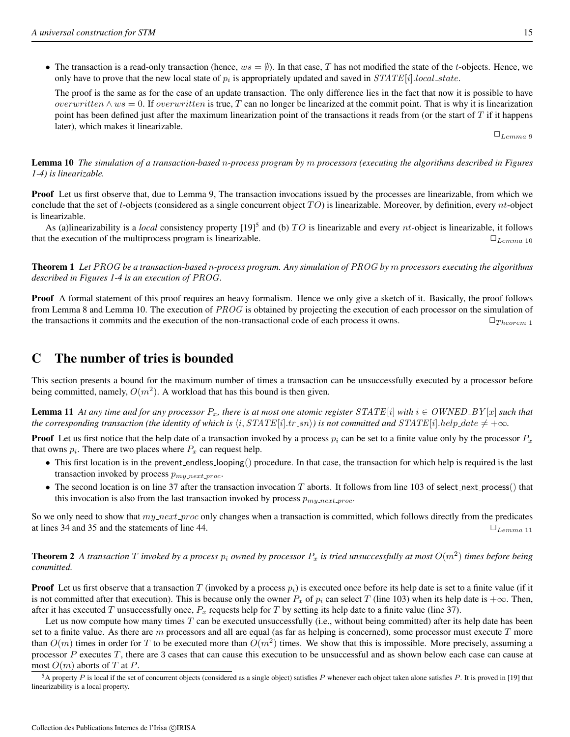- The transaction is a read-only transaction (hence, $ws = \emptyset$). In that case, $T$ has not modified the state of the $t$-objects. Hence, we only have to prove that the new local state of $p_i$ is appropriately updated and saved in $STATE[i].local\_state$.

  The proof is the same as for the case of an update transaction. The only difference lies in the fact that now it is possible to have $overwritten \wedge ws = 0$. If $overwritten$ is true, $T$ can no longer be linearized at the commit point. That is why it is linearization point has been defined just after the maximum linearization point of the transactions it reads from (or the start of $T$ if it happens later), which makes it linearizable.

$\square_{Lemma\ 9}$

**Lemma 10** *The simulation of a transaction-based $n$-process program by $m$ processors (executing the algorithms described in Figures 1-4) is linearizable.*

**Proof** Let us first observe that, due to Lemma 9, The transaction invocations issued by the processes are linearizable, from which we conclude that the set of $t$-objects (considered as a single concurrent object $TO$) is linearizable. Moreover, by definition, every $nt$-object is linearizable.

As (a)linearizability is a *local* consistency property [19][5] and (b) $TO$ is linearizable and every $nt$-object is linearizable, it follows that the execution of the multiprocess program is linearizable. $\square_{Lemma\ 10}$

**Theorem 1** *Let $PROG$ be a transaction-based $n$-process program. Any simulation of $PROG$ by $m$ processors executing the algorithms described in Figures 1-4 is an execution of $PROG$.*

**Proof** A formal statement of this proof requires an heavy formalism. Hence we only give a sketch of it. Basically, the proof follows from Lemma 8 and Lemma 10. The execution of $PROG$ is obtained by projecting the execution of each processor on the simulation of the transactions it commits and the execution of the non-transactional code of each process it owns. $\square_{Theorem\ 1}$

# C The number of tries is bounded

This section presents a bound for the maximum number of times a transaction can be unsuccessfully executed by a processor before being committed, namely, $O(m^2)$. A workload that has this bound is then given.

**Lemma 11** *At any time and for any processor $P_x$, there is at most one atomic register $STATE[i]$ with $i \in OWNED\_BY[x]$ such that the corresponding transaction (the identity of which is $\langle i, STATE[i].tr\_sn\rangle$) is not committed and $STATE[i].help\_date \neq +\infty$.*

**Proof** Let us first notice that the help date of a transaction invoked by a process $p_i$ can be set to a finite value only by the processor $P_x$ that owns $p_i$. There are two places where $P_x$ can request help.

- This first location is in the prevent_endless_looping() procedure. In that case, the transaction for which help is required is the last transaction invoked by process $p_{my\_next\_proc}$.
- The second location is on line 37 after the transaction invocation $T$ aborts. It follows from line 103 of select_next_process() that this invocation is also from the last transaction invoked by process $p_{my\_next\_proc}$.

So we only need to show that $my\_next\_proc$ only changes when a transaction is committed, which follows directly from the predicates at lines 34 and 35 and the statements of line 44. $\square_{Lemma\ 11}$

**Theorem 2** *A transaction $T$ invoked by a process $p_i$ owned by processor $P_x$ is tried unsuccessfully at most $O(m^2)$ times before being committed.*

**Proof** Let us first observe that a transaction $T$ (invoked by a process $p_i$) is executed once before its help date is set to a finite value (if it is not committed after that execution). This is because only the owner $P_x$ of $p_i$ can select $T$ (line 103) when its help date is $+\infty$. Then, after it has executed $T$ unsuccessfully once, $P_x$ requests help for $T$ by setting its help date to a finite value (line 37).

Let us now compute how many times $T$ can be executed unsuccessfully (i.e., without being committed) after its help date has been set to a finite value. As there are $m$ processors and all are equal (as far as helping is concerned), some processor must execute $T$ more than $O(m)$ times in order for $T$ to be executed more than $O(m^2)$ times. We show that this is impossible. More precisely, assuming a processor $P$ executes $T$, there are 3 cases that can cause this execution to be unsuccessful and as shown below each case can cause at most $O(m)$ aborts of $T$ at $P$.

[5] A property $P$ is local if the set of concurrent objects (considered as a single object) satisfies $P$ whenever each object taken alone satisfies $P$. It is proved in [19] that linearizability is a local property.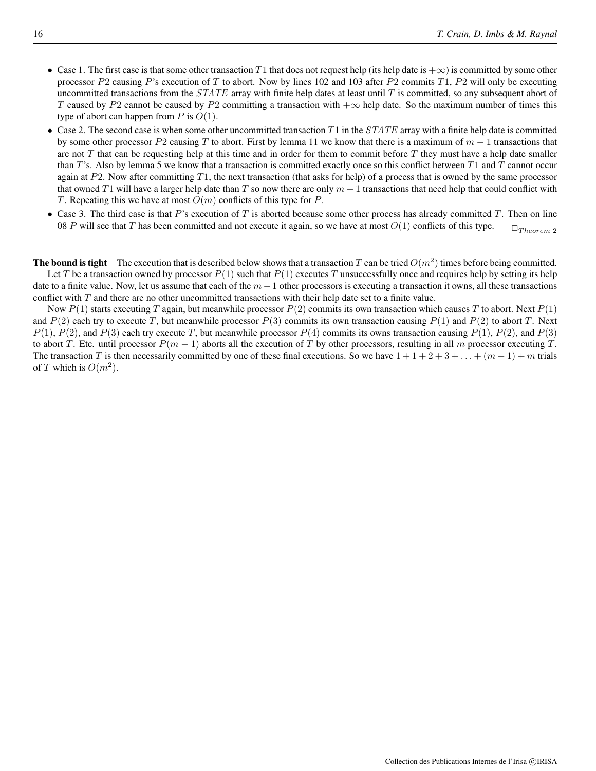- Case 1. The first case is that some other transaction $T1$ that does not request help (its help date is $+\infty$) is committed by some other processor $P2$ causing $P$'s execution of $T$ to abort. Now by lines 102 and 103 after $P2$ commits $T1$, $P2$ will only be executing uncommitted transactions from the $STATE$ array with finite help dates at least until $T$ is committed, so any subsequent abort of $T$ caused by $P2$ cannot be caused by $P2$ committing a transaction with $+\infty$ help date. So the maximum number of times this type of abort can happen from $P$ is $O(1)$.
- Case 2. The second case is when some other uncommitted transaction $T1$ in the $STATE$ array with a finite help date is committed by some other processor $P2$ causing $T$ to abort. First by lemma 11 we know that there is a maximum of $m-1$ transactions that are not $T$ that can be requesting help at this time and in order for them to commit before $T$ they must have a help date smaller than $T$'s. Also by lemma 5 we know that a transaction is committed exactly once so this conflict between $T1$ and $T$ cannot occur again at $P2$. Now after committing $T1$, the next transaction (that asks for help) of a process that is owned by the same processor that owned $T1$ will have a larger help date than $T$ so now there are only $m-1$ transactions that need help that could conflict with $T$. Repeating this we have at most $O(m)$ conflicts of this type for $P$.
- Case 3. The third case is that $P$'s execution of $T$ is aborted because some other process has already committed $T$. Then on line 08 $P$ will see that $T$ has been committed and not execute it again, so we have at most $O(1)$ conflicts of this type. $\square_{Theorem\ 2}$

**The bound is tight** The execution that is described below shows that a transaction $T$ can be tried $O(m^2)$ times before being committed.

Let $T$ be a transaction owned by processor $P(1)$ such that $P(1)$ executes $T$ unsuccessfully once and requires help by setting its help date to a finite value. Now, let us assume that each of the $m-1$ other processors is executing a transaction it owns, all these transactions conflict with $T$ and there are no other uncommitted transactions with their help date set to a finite value.

Now $P(1)$ starts executing $T$ again, but meanwhile processor $P(2)$ commits its own transaction which causes $T$ to abort. Next $P(1)$ and $P(2)$ each try to execute $T$, but meanwhile processor $P(3)$ commits its own transaction causing $P(1)$ and $P(2)$ to abort $T$. Next $P(1)$, $P(2)$, and $P(3)$ each try execute $T$, but meanwhile processor $P(4)$ commits its owns transaction causing $P(1)$, $P(2)$, and $P(3)$ to abort $T$. Etc. until processor $P(m-1)$ aborts all the execution of $T$ by other processors, resulting in all $m$ processor executing $T$. The transaction $T$ is then necessarily committed by one of these final executions. So we have $1+1+2+3+\ldots+(m-1)+m$ trials of $T$ which is $O(m^2)$.